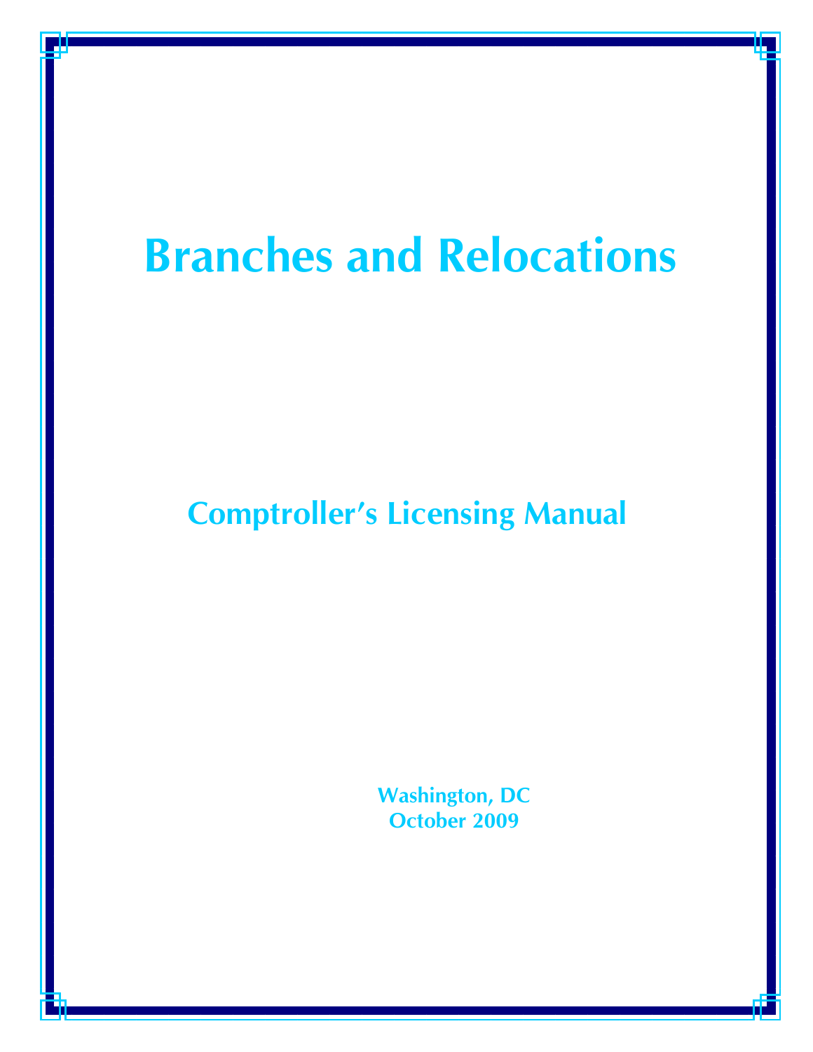# Branches and Relocations

## Comptroller's Licensing Manual

Washington, DC
October 2009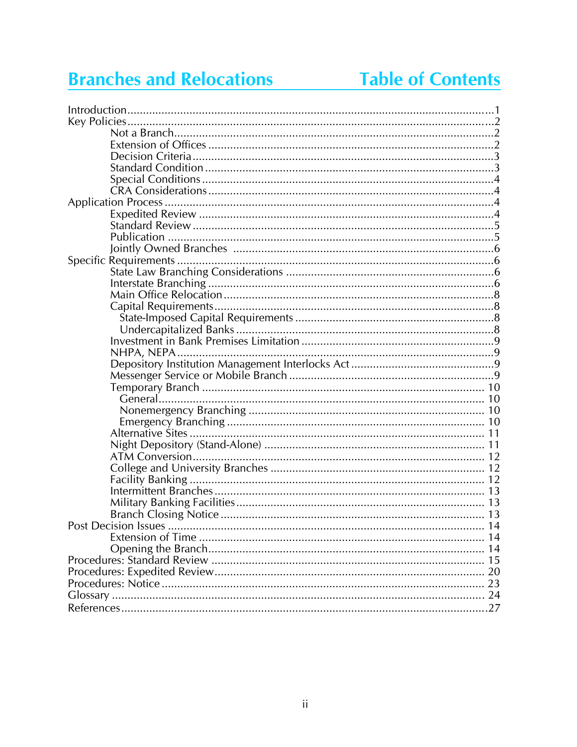# Branches and Relocations — Table of Contents

- Introduction ... 1
- Key Policies ... 2
  - Not a Branch ... 2
  - Extension of Offices ... 2
  - Decision Criteria ... 3
  - Standard Condition ... 3
  - Special Conditions ... 4
  - CRA Considerations ... 4
- Application Process ... 4
  - Expedited Review ... 4
  - Standard Review ... 5
  - Publication ... 5
  - Jointly Owned Branches ... 6
- Specific Requirements ... 6
  - State Law Branching Considerations ... 6
  - Interstate Branching ... 6
  - Main Office Relocation ... 8
  - Capital Requirements ... 8
    - State-Imposed Capital Requirements ... 8
    - Undercapitalized Banks ... 8
  - Investment in Bank Premises Limitation ... 9
  - NHPA, NEPA ... 9
  - Depository Institution Management Interlocks Act ... 9
  - Messenger Service or Mobile Branch ... 9
  - Temporary Branch ... 10
    - General ... 10
    - Nonemergency Branching ... 10
    - Emergency Branching ... 10
  - Alternative Sites ... 11
  - Night Depository (Stand-Alone) ... 11
  - ATM Conversion ... 12
  - College and University Branches ... 12
  - Facility Banking ... 12
  - Intermittent Branches ... 13
  - Military Banking Facilities ... 13
  - Branch Closing Notice ... 13
- Post Decision Issues ... 14
  - Extension of Time ... 14
  - Opening the Branch ... 14
- Procedures: Standard Review ... 15
- Procedures: Expedited Review ... 20
- Procedures: Notice ... 23
- Glossary ... 24
- References ... 27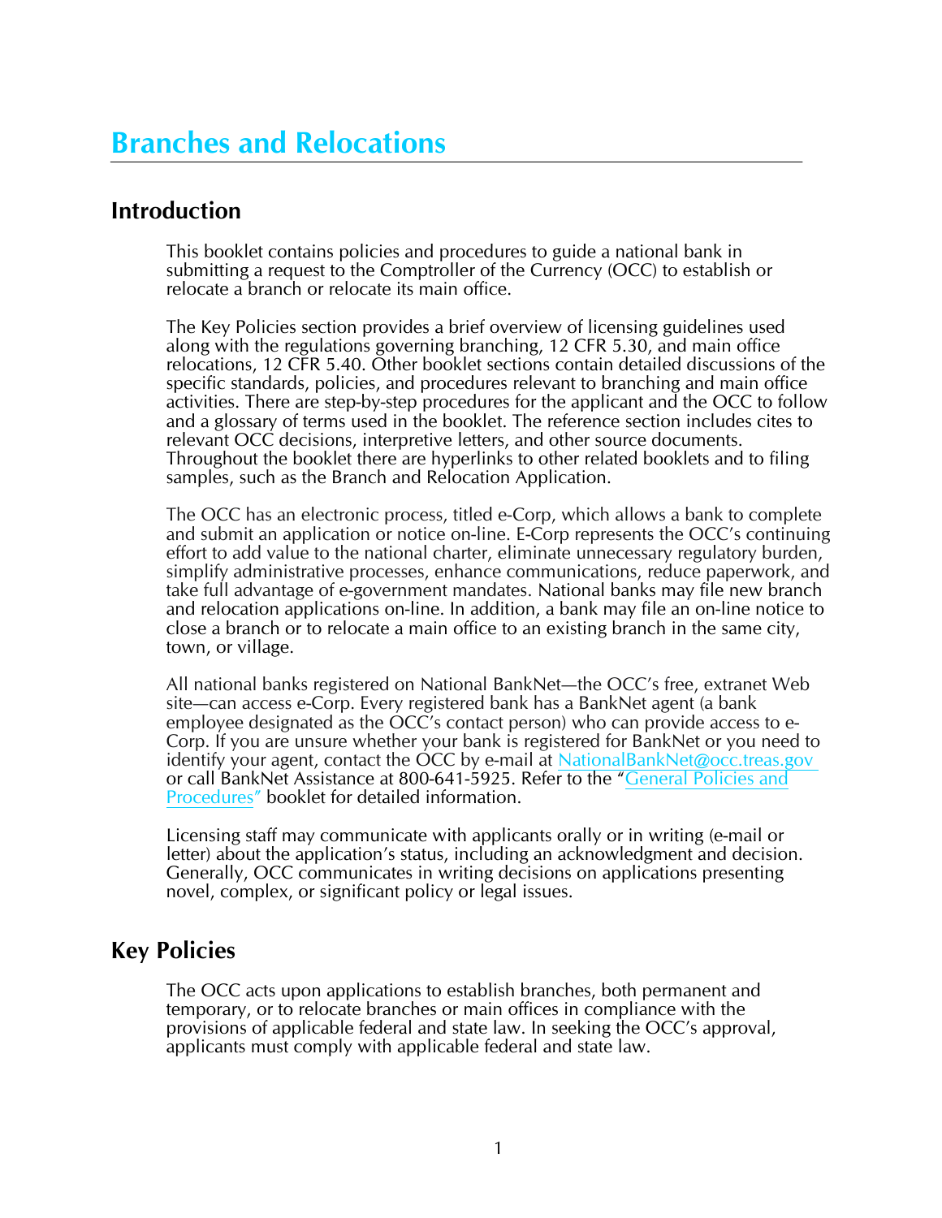# Branches and Relocations

## Introduction

This booklet contains policies and procedures to guide a national bank in submitting a request to the Comptroller of the Currency (OCC) to establish or relocate a branch or relocate its main office.

The Key Policies section provides a brief overview of licensing guidelines used along with the regulations governing branching, 12 CFR 5.30, and main office relocations, 12 CFR 5.40. Other booklet sections contain detailed discussions of the specific standards, policies, and procedures relevant to branching and main office activities. There are step-by-step procedures for the applicant and the OCC to follow and a glossary of terms used in the booklet. The reference section includes cites to relevant OCC decisions, interpretive letters, and other source documents. Throughout the booklet there are hyperlinks to other related booklets and to filing samples, such as the Branch and Relocation Application.

The OCC has an electronic process, titled e-Corp, which allows a bank to complete and submit an application or notice on-line. E-Corp represents the OCC's continuing effort to add value to the national charter, eliminate unnecessary regulatory burden, simplify administrative processes, enhance communications, reduce paperwork, and take full advantage of e-government mandates. National banks may file new branch and relocation applications on-line. In addition, a bank may file an on-line notice to close a branch or to relocate a main office to an existing branch in the same city, town, or village.

All national banks registered on National BankNet—the OCC's free, extranet Web site—can access e-Corp. Every registered bank has a BankNet agent (a bank employee designated as the OCC's contact person) who can provide access to e-Corp. If you are unsure whether your bank is registered for BankNet or you need to identify your agent, contact the OCC by e-mail at NationalBankNet@occ.treas.gov or call BankNet Assistance at 800-641-5925. Refer to the "General Policies and Procedures" booklet for detailed information.

Licensing staff may communicate with applicants orally or in writing (e-mail or letter) about the application's status, including an acknowledgment and decision. Generally, OCC communicates in writing decisions on applications presenting novel, complex, or significant policy or legal issues.

## Key Policies

The OCC acts upon applications to establish branches, both permanent and temporary, or to relocate branches or main offices in compliance with the provisions of applicable federal and state law. In seeking the OCC's approval, applicants must comply with applicable federal and state law.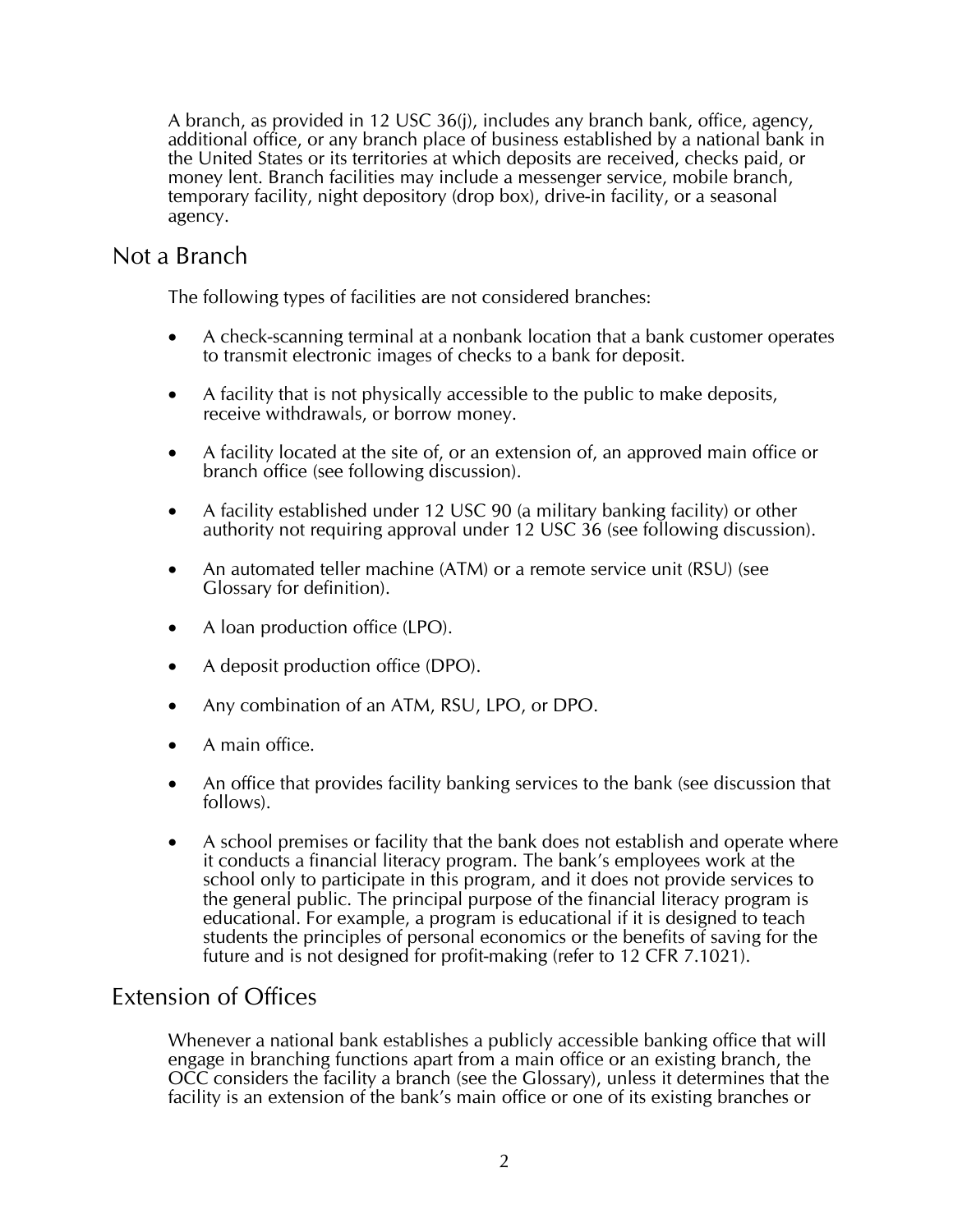A branch, as provided in 12 USC 36(j), includes any branch bank, office, agency, additional office, or any branch place of business established by a national bank in the United States or its territories at which deposits are received, checks paid, or money lent. Branch facilities may include a messenger service, mobile branch, temporary facility, night depository (drop box), drive-in facility, or a seasonal agency.

## Not a Branch

The following types of facilities are not considered branches:

- A check-scanning terminal at a nonbank location that a bank customer operates to transmit electronic images of checks to a bank for deposit.
- A facility that is not physically accessible to the public to make deposits, receive withdrawals, or borrow money.
- A facility located at the site of, or an extension of, an approved main office or branch office (see following discussion).
- A facility established under 12 USC 90 (a military banking facility) or other authority not requiring approval under 12 USC 36 (see following discussion).
- An automated teller machine (ATM) or a remote service unit (RSU) (see Glossary for definition).
- A loan production office (LPO).
- A deposit production office (DPO).
- Any combination of an ATM, RSU, LPO, or DPO.
- A main office.
- An office that provides facility banking services to the bank (see discussion that follows).
- A school premises or facility that the bank does not establish and operate where it conducts a financial literacy program. The bank's employees work at the school only to participate in this program, and it does not provide services to the general public. The principal purpose of the financial literacy program is educational. For example, a program is educational if it is designed to teach students the principles of personal economics or the benefits of saving for the future and is not designed for profit-making (refer to 12 CFR 7.1021).

## Extension of Offices

Whenever a national bank establishes a publicly accessible banking office that will engage in branching functions apart from a main office or an existing branch, the OCC considers the facility a branch (see the Glossary), unless it determines that the facility is an extension of the bank's main office or one of its existing branches or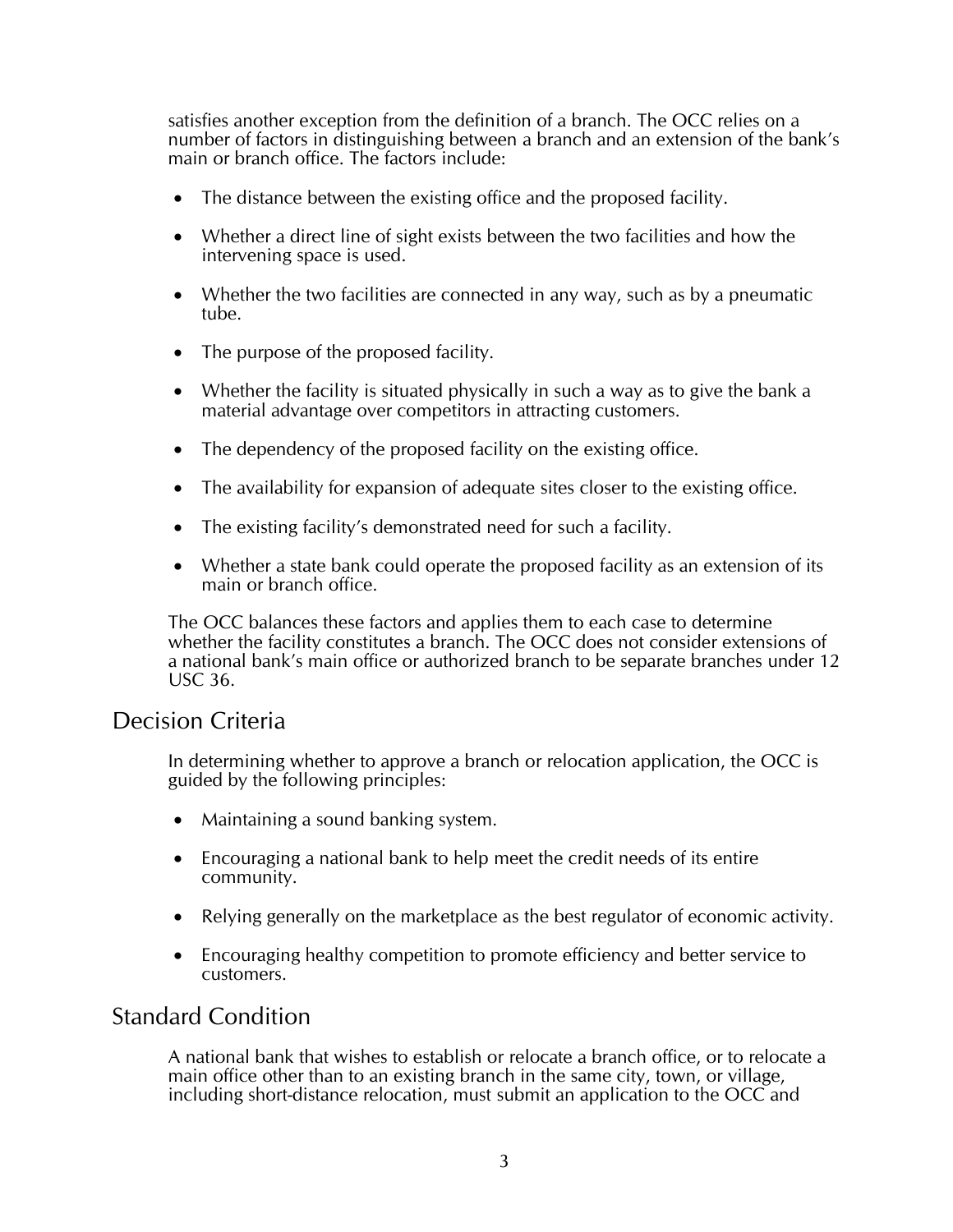satisfies another exception from the definition of a branch. The OCC relies on a number of factors in distinguishing between a branch and an extension of the bank's main or branch office. The factors include:

- The distance between the existing office and the proposed facility.
- Whether a direct line of sight exists between the two facilities and how the intervening space is used.
- Whether the two facilities are connected in any way, such as by a pneumatic tube.
- The purpose of the proposed facility.
- Whether the facility is situated physically in such a way as to give the bank a material advantage over competitors in attracting customers.
- The dependency of the proposed facility on the existing office.
- The availability for expansion of adequate sites closer to the existing office.
- The existing facility's demonstrated need for such a facility.
- Whether a state bank could operate the proposed facility as an extension of its main or branch office.

The OCC balances these factors and applies them to each case to determine whether the facility constitutes a branch. The OCC does not consider extensions of a national bank's main office or authorized branch to be separate branches under 12 USC 36.

## Decision Criteria

In determining whether to approve a branch or relocation application, the OCC is guided by the following principles:

- Maintaining a sound banking system.
- Encouraging a national bank to help meet the credit needs of its entire community.
- Relying generally on the marketplace as the best regulator of economic activity.
- Encouraging healthy competition to promote efficiency and better service to customers.

## Standard Condition

A national bank that wishes to establish or relocate a branch office, or to relocate a main office other than to an existing branch in the same city, town, or village, including short-distance relocation, must submit an application to the OCC and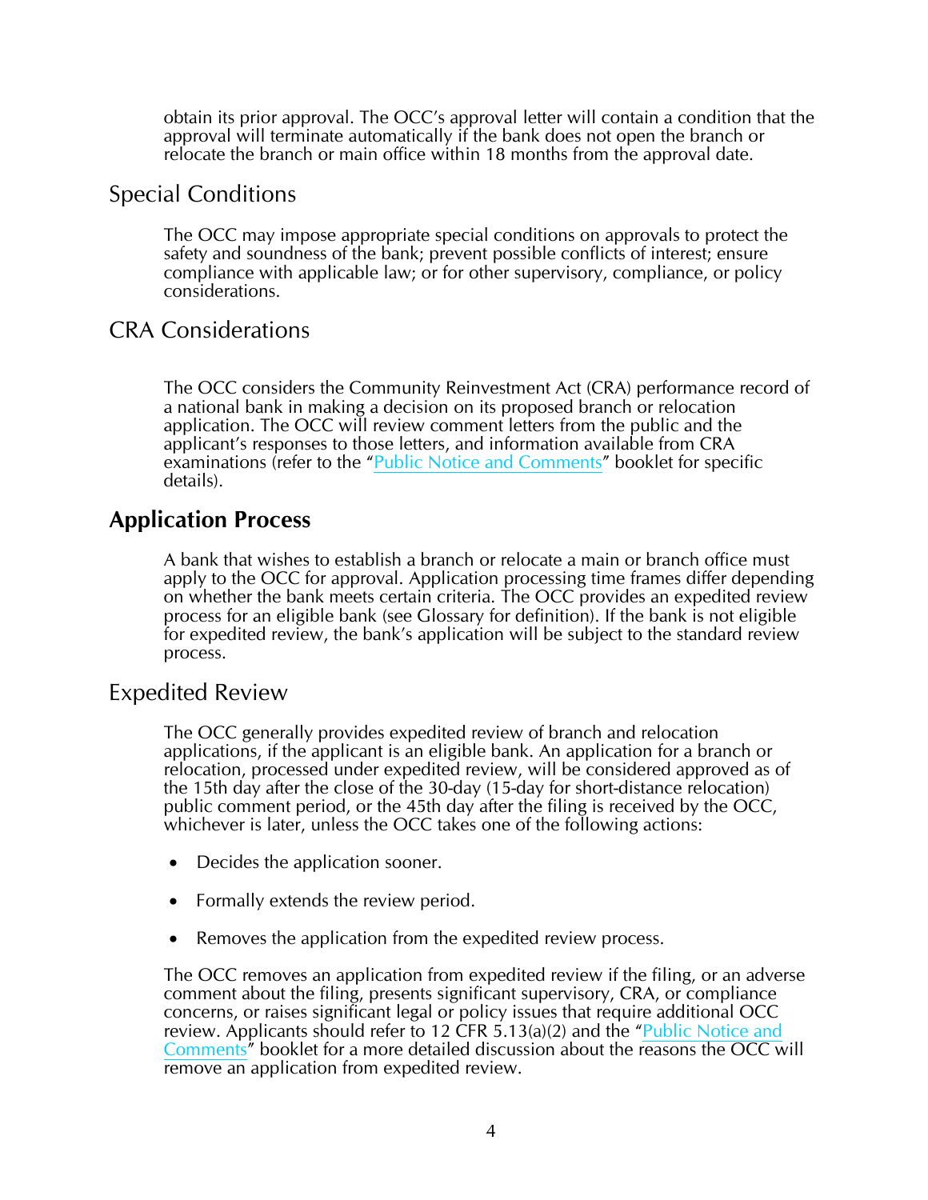obtain its prior approval. The OCC's approval letter will contain a condition that the approval will terminate automatically if the bank does not open the branch or relocate the branch or main office within 18 months from the approval date.

### Special Conditions

The OCC may impose appropriate special conditions on approvals to protect the safety and soundness of the bank; prevent possible conflicts of interest; ensure compliance with applicable law; or for other supervisory, compliance, or policy considerations.

### CRA Considerations

The OCC considers the Community Reinvestment Act (CRA) performance record of a national bank in making a decision on its proposed branch or relocation application. The OCC will review comment letters from the public and the applicant's responses to those letters, and information available from CRA examinations (refer to the "Public Notice and Comments" booklet for specific details).

## Application Process

A bank that wishes to establish a branch or relocate a main or branch office must apply to the OCC for approval. Application processing time frames differ depending on whether the bank meets certain criteria. The OCC provides an expedited review process for an eligible bank (see Glossary for definition). If the bank is not eligible for expedited review, the bank's application will be subject to the standard review process.

### Expedited Review

The OCC generally provides expedited review of branch and relocation applications, if the applicant is an eligible bank. An application for a branch or relocation, processed under expedited review, will be considered approved as of the 15th day after the close of the 30-day (15-day for short-distance relocation) public comment period, or the 45th day after the filing is received by the OCC, whichever is later, unless the OCC takes one of the following actions:

- Decides the application sooner.
- Formally extends the review period.
- Removes the application from the expedited review process.

The OCC removes an application from expedited review if the filing, or an adverse comment about the filing, presents significant supervisory, CRA, or compliance concerns, or raises significant legal or policy issues that require additional OCC review. Applicants should refer to 12 CFR 5.13(a)(2) and the "Public Notice and Comments" booklet for a more detailed discussion about the reasons the OCC will remove an application from expedited review.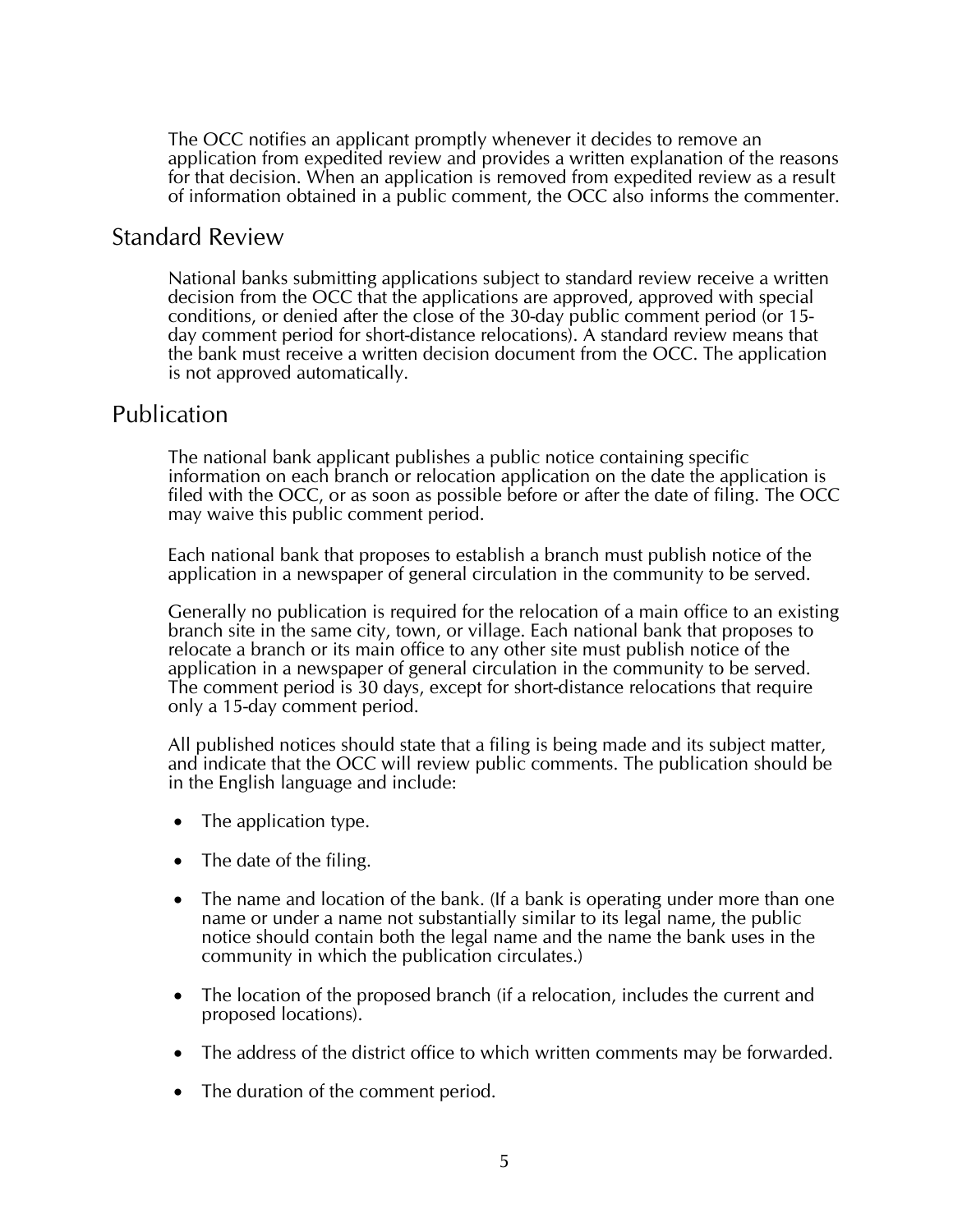The OCC notifies an applicant promptly whenever it decides to remove an application from expedited review and provides a written explanation of the reasons for that decision. When an application is removed from expedited review as a result of information obtained in a public comment, the OCC also informs the commenter.

## Standard Review

National banks submitting applications subject to standard review receive a written decision from the OCC that the applications are approved, approved with special conditions, or denied after the close of the 30-day public comment period (or 15-day comment period for short-distance relocations). A standard review means that the bank must receive a written decision document from the OCC. The application is not approved automatically.

## Publication

The national bank applicant publishes a public notice containing specific information on each branch or relocation application on the date the application is filed with the OCC, or as soon as possible before or after the date of filing. The OCC may waive this public comment period.

Each national bank that proposes to establish a branch must publish notice of the application in a newspaper of general circulation in the community to be served.

Generally no publication is required for the relocation of a main office to an existing branch site in the same city, town, or village. Each national bank that proposes to relocate a branch or its main office to any other site must publish notice of the application in a newspaper of general circulation in the community to be served. The comment period is 30 days, except for short-distance relocations that require only a 15-day comment period.

All published notices should state that a filing is being made and its subject matter, and indicate that the OCC will review public comments. The publication should be in the English language and include:

- The application type.
- The date of the filing.
- The name and location of the bank. (If a bank is operating under more than one name or under a name not substantially similar to its legal name, the public notice should contain both the legal name and the name the bank uses in the community in which the publication circulates.)
- The location of the proposed branch (if a relocation, includes the current and proposed locations).
- The address of the district office to which written comments may be forwarded.
- The duration of the comment period.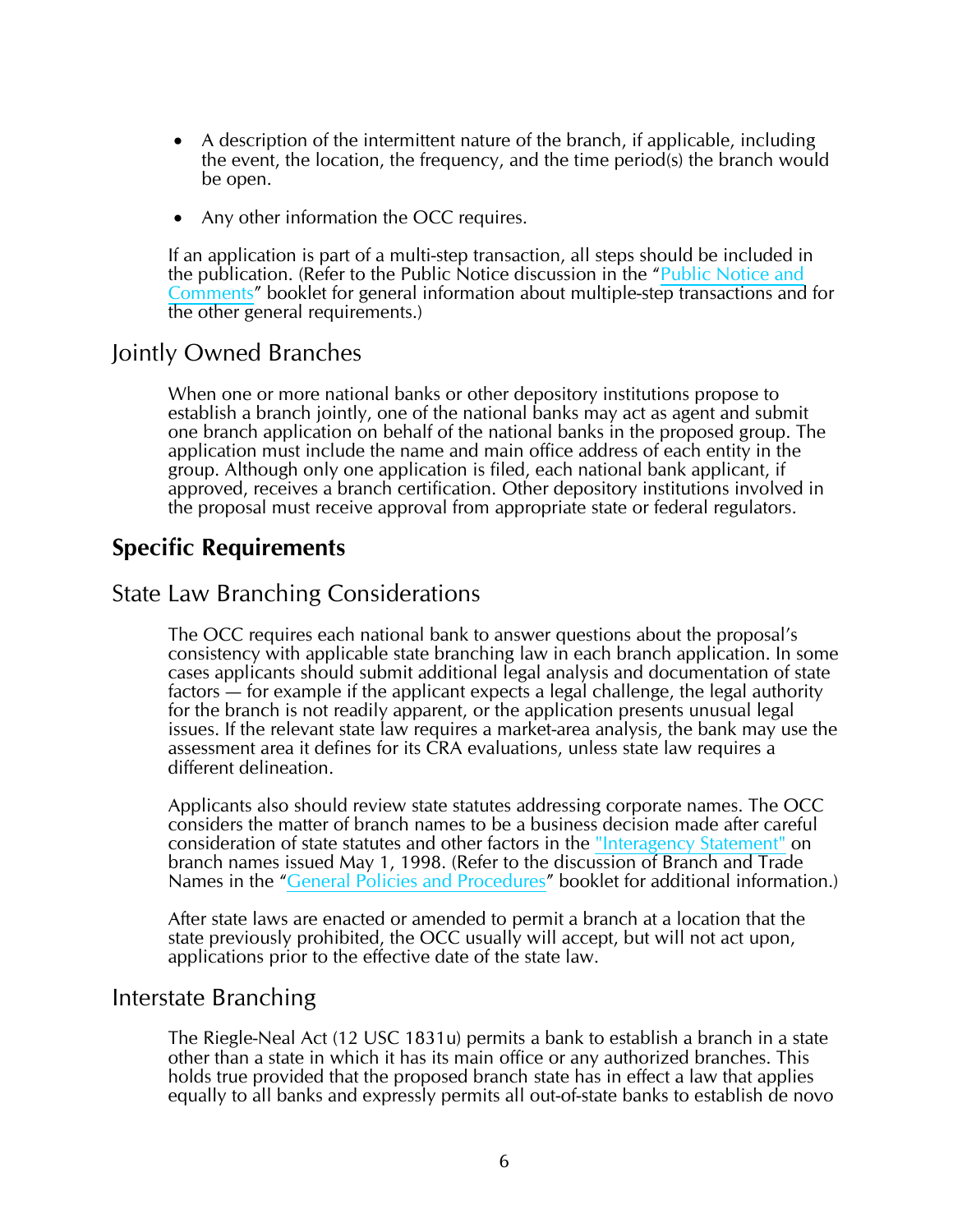- A description of the intermittent nature of the branch, if applicable, including the event, the location, the frequency, and the time period(s) the branch would be open.

- Any other information the OCC requires.

If an application is part of a multi-step transaction, all steps should be included in the publication. (Refer to the Public Notice discussion in the "Public Notice and Comments" booklet for general information about multiple-step transactions and for the other general requirements.)

### Jointly Owned Branches

When one or more national banks or other depository institutions propose to establish a branch jointly, one of the national banks may act as agent and submit one branch application on behalf of the national banks in the proposed group. The application must include the name and main office address of each entity in the group. Although only one application is filed, each national bank applicant, if approved, receives a branch certification. Other depository institutions involved in the proposal must receive approval from appropriate state or federal regulators.

## Specific Requirements

### State Law Branching Considerations

The OCC requires each national bank to answer questions about the proposal's consistency with applicable state branching law in each branch application. In some cases applicants should submit additional legal analysis and documentation of state factors — for example if the applicant expects a legal challenge, the legal authority for the branch is not readily apparent, or the application presents unusual legal issues. If the relevant state law requires a market-area analysis, the bank may use the assessment area it defines for its CRA evaluations, unless state law requires a different delineation.

Applicants also should review state statutes addressing corporate names. The OCC considers the matter of branch names to be a business decision made after careful consideration of state statutes and other factors in the "Interagency Statement" on branch names issued May 1, 1998. (Refer to the discussion of Branch and Trade Names in the "General Policies and Procedures" booklet for additional information.)

After state laws are enacted or amended to permit a branch at a location that the state previously prohibited, the OCC usually will accept, but will not act upon, applications prior to the effective date of the state law.

### Interstate Branching

The Riegle-Neal Act (12 USC 1831u) permits a bank to establish a branch in a state other than a state in which it has its main office or any authorized branches. This holds true provided that the proposed branch state has in effect a law that applies equally to all banks and expressly permits all out-of-state banks to establish de novo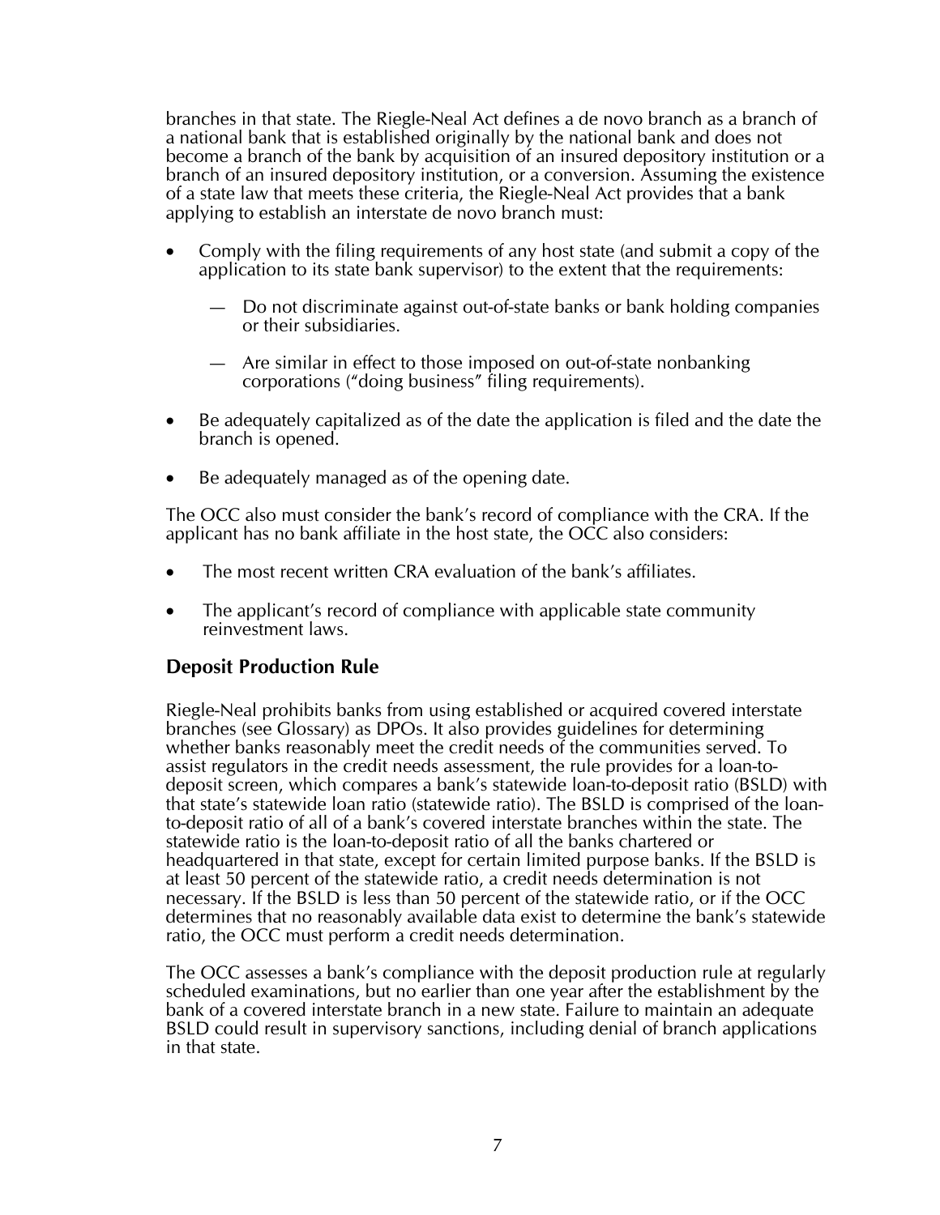branches in that state. The Riegle-Neal Act defines a de novo branch as a branch of a national bank that is established originally by the national bank and does not become a branch of the bank by acquisition of an insured depository institution or a branch of an insured depository institution, or a conversion. Assuming the existence of a state law that meets these criteria, the Riegle-Neal Act provides that a bank applying to establish an interstate de novo branch must:

- Comply with the filing requirements of any host state (and submit a copy of the application to its state bank supervisor) to the extent that the requirements:
  - Do not discriminate against out-of-state banks or bank holding companies or their subsidiaries.
  - Are similar in effect to those imposed on out-of-state nonbanking corporations ("doing business" filing requirements).
- Be adequately capitalized as of the date the application is filed and the date the branch is opened.
- Be adequately managed as of the opening date.

The OCC also must consider the bank's record of compliance with the CRA. If the applicant has no bank affiliate in the host state, the OCC also considers:

- The most recent written CRA evaluation of the bank's affiliates.
- The applicant's record of compliance with applicable state community reinvestment laws.

### Deposit Production Rule

Riegle-Neal prohibits banks from using established or acquired covered interstate branches (see Glossary) as DPOs. It also provides guidelines for determining whether banks reasonably meet the credit needs of the communities served. To assist regulators in the credit needs assessment, the rule provides for a loan-to-deposit screen, which compares a bank's statewide loan-to-deposit ratio (BSLD) with that state's statewide loan ratio (statewide ratio). The BSLD is comprised of the loan-to-deposit ratio of all of a bank's covered interstate branches within the state. The statewide ratio is the loan-to-deposit ratio of all the banks chartered or headquartered in that state, except for certain limited purpose banks. If the BSLD is at least 50 percent of the statewide ratio, a credit needs determination is not necessary. If the BSLD is less than 50 percent of the statewide ratio, or if the OCC determines that no reasonably available data exist to determine the bank's statewide ratio, the OCC must perform a credit needs determination.

The OCC assesses a bank's compliance with the deposit production rule at regularly scheduled examinations, but no earlier than one year after the establishment by the bank of a covered interstate branch in a new state. Failure to maintain an adequate BSLD could result in supervisory sanctions, including denial of branch applications in that state.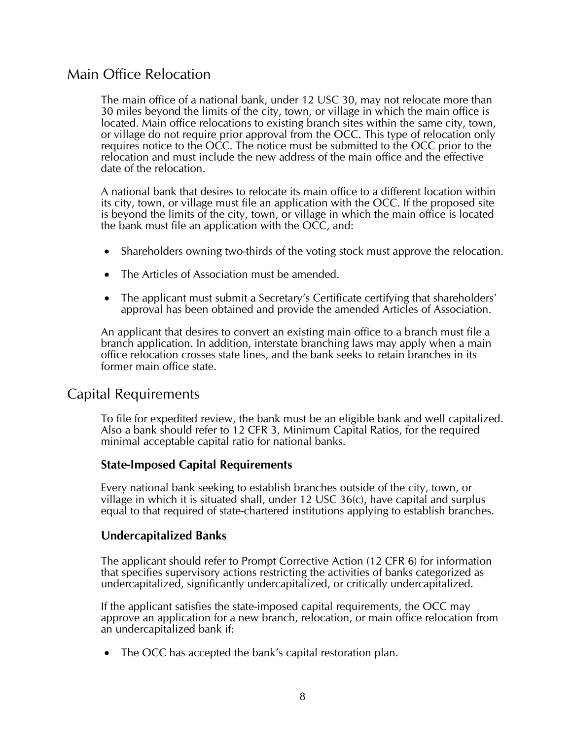## Main Office Relocation

The main office of a national bank, under 12 USC 30, may not relocate more than 30 miles beyond the limits of the city, town, or village in which the main office is located. Main office relocations to existing branch sites within the same city, town, or village do not require prior approval from the OCC. This type of relocation only requires notice to the OCC. The notice must be submitted to the OCC prior to the relocation and must include the new address of the main office and the effective date of the relocation.

A national bank that desires to relocate its main office to a different location within its city, town, or village must file an application with the OCC. If the proposed site is beyond the limits of the city, town, or village in which the main office is located the bank must file an application with the OCC, and:

- Shareholders owning two-thirds of the voting stock must approve the relocation.
- The Articles of Association must be amended.
- The applicant must submit a Secretary's Certificate certifying that shareholders' approval has been obtained and provide the amended Articles of Association.

An applicant that desires to convert an existing main office to a branch must file a branch application. In addition, interstate branching laws may apply when a main office relocation crosses state lines, and the bank seeks to retain branches in its former main office state.

## Capital Requirements

To file for expedited review, the bank must be an eligible bank and well capitalized. Also a bank should refer to 12 CFR 3, Minimum Capital Ratios, for the required minimal acceptable capital ratio for national banks.

### State-Imposed Capital Requirements

Every national bank seeking to establish branches outside of the city, town, or village in which it is situated shall, under 12 USC 36(c), have capital and surplus equal to that required of state-chartered institutions applying to establish branches.

### Undercapitalized Banks

The applicant should refer to Prompt Corrective Action (12 CFR 6) for information that specifies supervisory actions restricting the activities of banks categorized as undercapitalized, significantly undercapitalized, or critically undercapitalized.

If the applicant satisfies the state-imposed capital requirements, the OCC may approve an application for a new branch, relocation, or main office relocation from an undercapitalized bank if:

- The OCC has accepted the bank's capital restoration plan.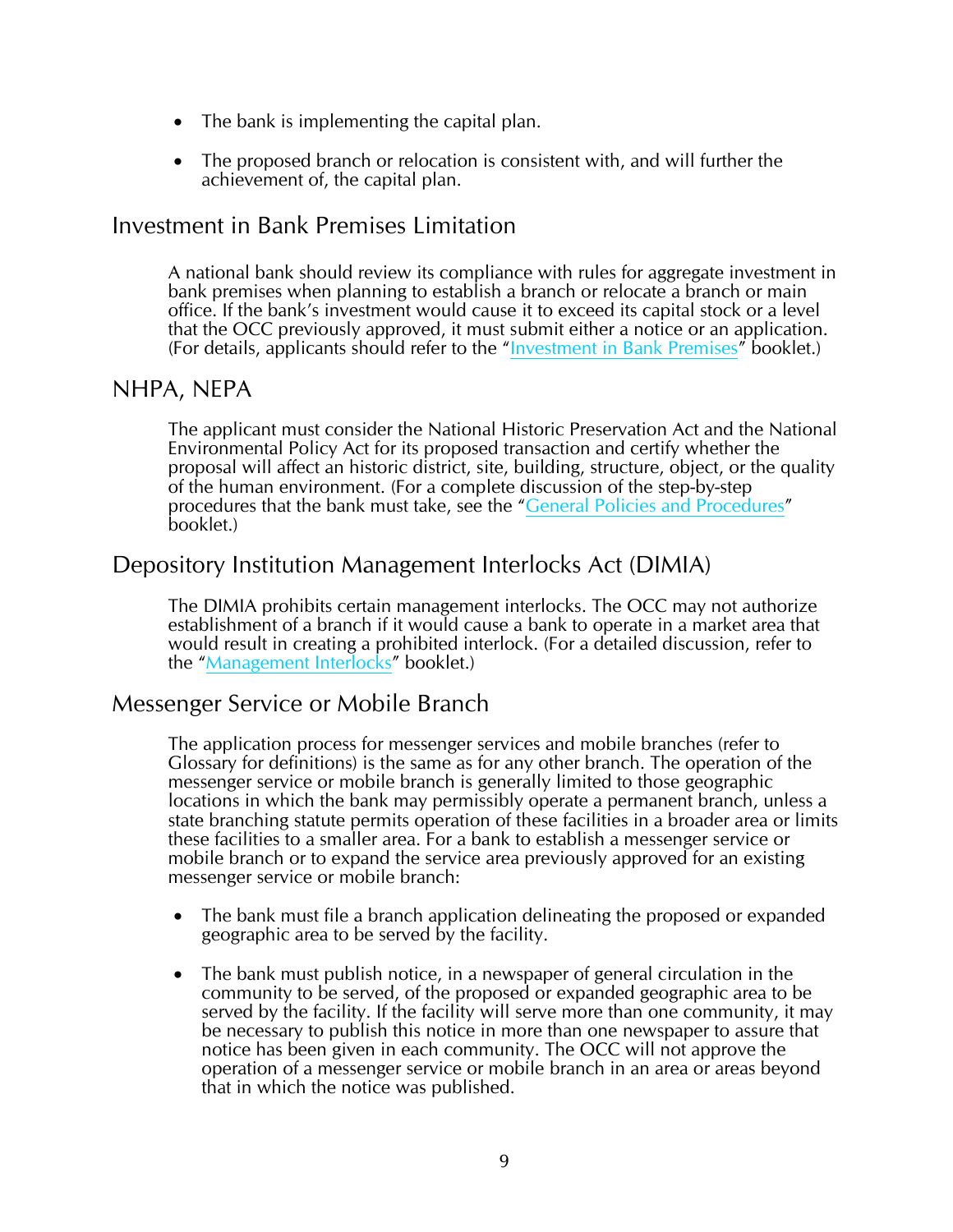- The bank is implementing the capital plan.

- The proposed branch or relocation is consistent with, and will further the achievement of, the capital plan.

## Investment in Bank Premises Limitation

A national bank should review its compliance with rules for aggregate investment in bank premises when planning to establish a branch or relocate a branch or main office. If the bank's investment would cause it to exceed its capital stock or a level that the OCC previously approved, it must submit either a notice or an application. (For details, applicants should refer to the "Investment in Bank Premises" booklet.)

## NHPA, NEPA

The applicant must consider the National Historic Preservation Act and the National Environmental Policy Act for its proposed transaction and certify whether the proposal will affect an historic district, site, building, structure, object, or the quality of the human environment. (For a complete discussion of the step-by-step procedures that the bank must take, see the "General Policies and Procedures" booklet.)

## Depository Institution Management Interlocks Act (DIMIA)

The DIMIA prohibits certain management interlocks. The OCC may not authorize establishment of a branch if it would cause a bank to operate in a market area that would result in creating a prohibited interlock. (For a detailed discussion, refer to the "Management Interlocks" booklet.)

## Messenger Service or Mobile Branch

The application process for messenger services and mobile branches (refer to Glossary for definitions) is the same as for any other branch. The operation of the messenger service or mobile branch is generally limited to those geographic locations in which the bank may permissibly operate a permanent branch, unless a state branching statute permits operation of these facilities in a broader area or limits these facilities to a smaller area. For a bank to establish a messenger service or mobile branch or to expand the service area previously approved for an existing messenger service or mobile branch:

- The bank must file a branch application delineating the proposed or expanded geographic area to be served by the facility.

- The bank must publish notice, in a newspaper of general circulation in the community to be served, of the proposed or expanded geographic area to be served by the facility. If the facility will serve more than one community, it may be necessary to publish this notice in more than one newspaper to assure that notice has been given in each community. The OCC will not approve the operation of a messenger service or mobile branch in an area or areas beyond that in which the notice was published.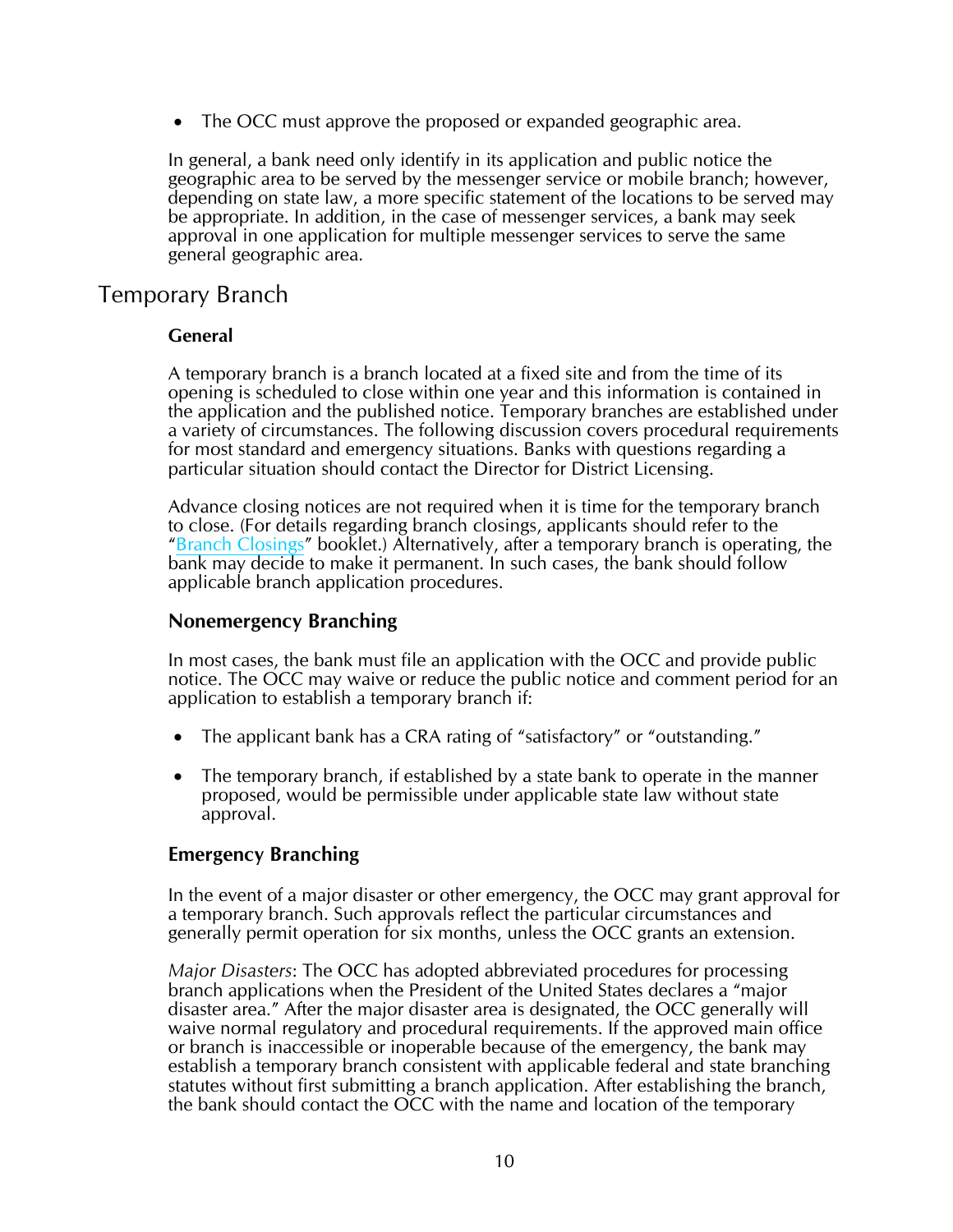- The OCC must approve the proposed or expanded geographic area.

In general, a bank need only identify in its application and public notice the geographic area to be served by the messenger service or mobile branch; however, depending on state law, a more specific statement of the locations to be served may be appropriate. In addition, in the case of messenger services, a bank may seek approval in one application for multiple messenger services to serve the same general geographic area.

## Temporary Branch

### General

A temporary branch is a branch located at a fixed site and from the time of its opening is scheduled to close within one year and this information is contained in the application and the published notice. Temporary branches are established under a variety of circumstances. The following discussion covers procedural requirements for most standard and emergency situations. Banks with questions regarding a particular situation should contact the Director for District Licensing.

Advance closing notices are not required when it is time for the temporary branch to close. (For details regarding branch closings, applicants should refer to the "Branch Closings" booklet.) Alternatively, after a temporary branch is operating, the bank may decide to make it permanent. In such cases, the bank should follow applicable branch application procedures.

### Nonemergency Branching

In most cases, the bank must file an application with the OCC and provide public notice. The OCC may waive or reduce the public notice and comment period for an application to establish a temporary branch if:

- The applicant bank has a CRA rating of "satisfactory" or "outstanding."
- The temporary branch, if established by a state bank to operate in the manner proposed, would be permissible under applicable state law without state approval.

### Emergency Branching

In the event of a major disaster or other emergency, the OCC may grant approval for a temporary branch. Such approvals reflect the particular circumstances and generally permit operation for six months, unless the OCC grants an extension.

*Major Disasters*: The OCC has adopted abbreviated procedures for processing branch applications when the President of the United States declares a "major disaster area." After the major disaster area is designated, the OCC generally will waive normal regulatory and procedural requirements. If the approved main office or branch is inaccessible or inoperable because of the emergency, the bank may establish a temporary branch consistent with applicable federal and state branching statutes without first submitting a branch application. After establishing the branch, the bank should contact the OCC with the name and location of the temporary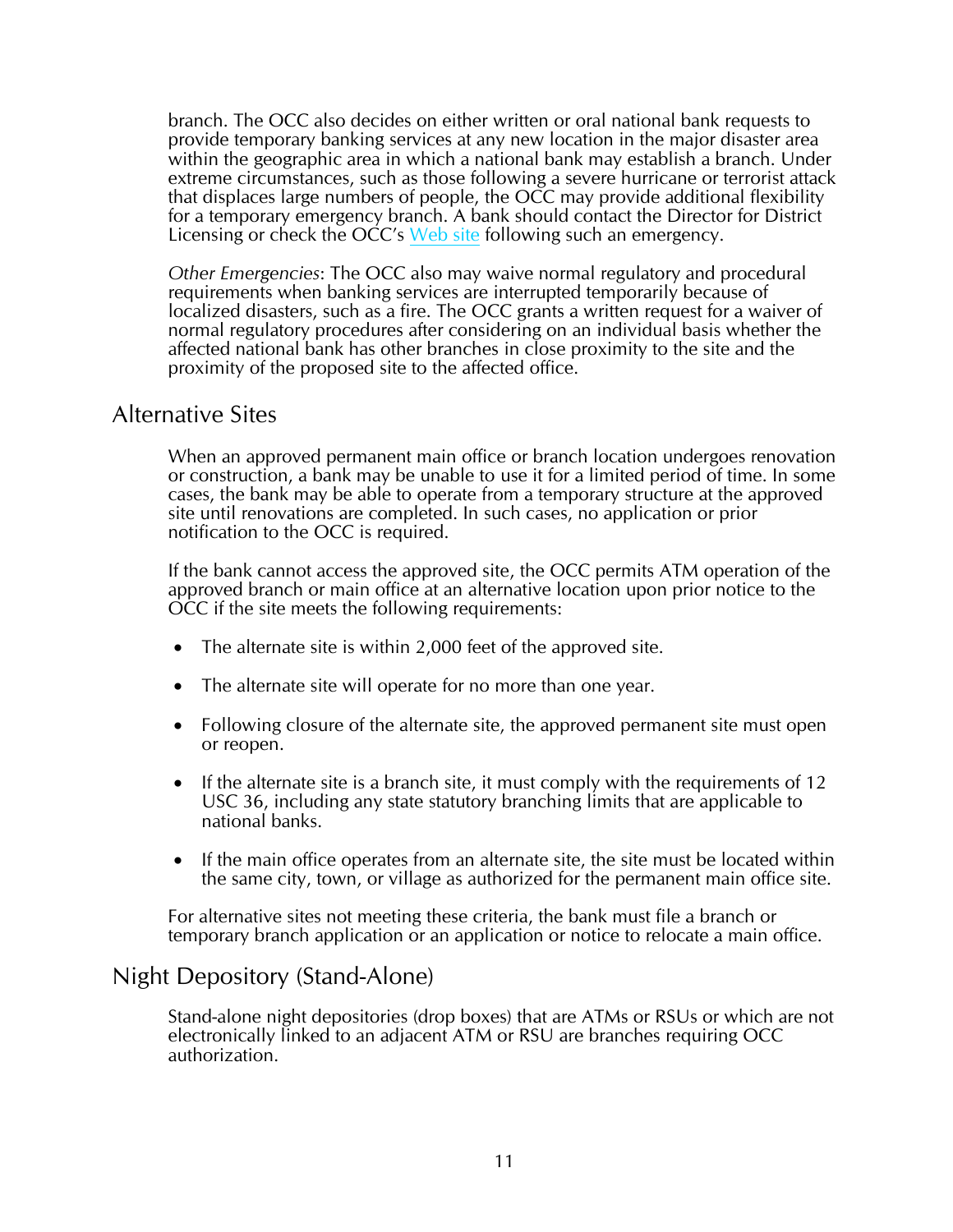branch. The OCC also decides on either written or oral national bank requests to provide temporary banking services at any new location in the major disaster area within the geographic area in which a national bank may establish a branch. Under extreme circumstances, such as those following a severe hurricane or terrorist attack that displaces large numbers of people, the OCC may provide additional flexibility for a temporary emergency branch. A bank should contact the Director for District Licensing or check the OCC's Web site following such an emergency.

*Other Emergencies*: The OCC also may waive normal regulatory and procedural requirements when banking services are interrupted temporarily because of localized disasters, such as a fire. The OCC grants a written request for a waiver of normal regulatory procedures after considering on an individual basis whether the affected national bank has other branches in close proximity to the site and the proximity of the proposed site to the affected office.

## Alternative Sites

When an approved permanent main office or branch location undergoes renovation or construction, a bank may be unable to use it for a limited period of time. In some cases, the bank may be able to operate from a temporary structure at the approved site until renovations are completed. In such cases, no application or prior notification to the OCC is required.

If the bank cannot access the approved site, the OCC permits ATM operation of the approved branch or main office at an alternative location upon prior notice to the OCC if the site meets the following requirements:

- The alternate site is within 2,000 feet of the approved site.
- The alternate site will operate for no more than one year.
- Following closure of the alternate site, the approved permanent site must open or reopen.
- If the alternate site is a branch site, it must comply with the requirements of 12 USC 36, including any state statutory branching limits that are applicable to national banks.
- If the main office operates from an alternate site, the site must be located within the same city, town, or village as authorized for the permanent main office site.

For alternative sites not meeting these criteria, the bank must file a branch or temporary branch application or an application or notice to relocate a main office.

## Night Depository (Stand-Alone)

Stand-alone night depositories (drop boxes) that are ATMs or RSUs or which are not electronically linked to an adjacent ATM or RSU are branches requiring OCC authorization.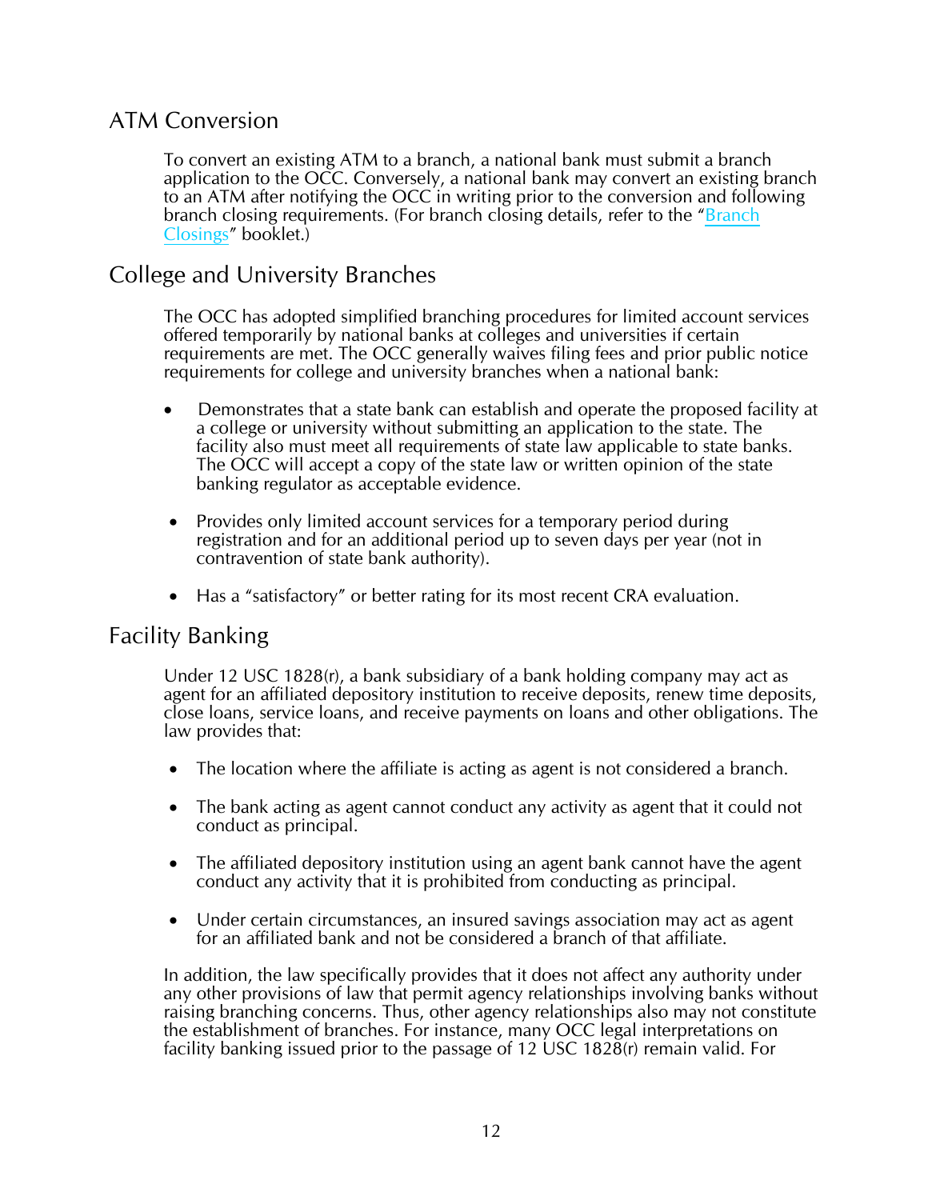## ATM Conversion

To convert an existing ATM to a branch, a national bank must submit a branch application to the OCC. Conversely, a national bank may convert an existing branch to an ATM after notifying the OCC in writing prior to the conversion and following branch closing requirements. (For branch closing details, refer to the "Branch Closings" booklet.)

## College and University Branches

The OCC has adopted simplified branching procedures for limited account services offered temporarily by national banks at colleges and universities if certain requirements are met. The OCC generally waives filing fees and prior public notice requirements for college and university branches when a national bank:

- Demonstrates that a state bank can establish and operate the proposed facility at a college or university without submitting an application to the state. The facility also must meet all requirements of state law applicable to state banks. The OCC will accept a copy of the state law or written opinion of the state banking regulator as acceptable evidence.

- Provides only limited account services for a temporary period during registration and for an additional period up to seven days per year (not in contravention of state bank authority).

- Has a "satisfactory" or better rating for its most recent CRA evaluation.

## Facility Banking

Under 12 USC 1828(r), a bank subsidiary of a bank holding company may act as agent for an affiliated depository institution to receive deposits, renew time deposits, close loans, service loans, and receive payments on loans and other obligations. The law provides that:

- The location where the affiliate is acting as agent is not considered a branch.

- The bank acting as agent cannot conduct any activity as agent that it could not conduct as principal.

- The affiliated depository institution using an agent bank cannot have the agent conduct any activity that it is prohibited from conducting as principal.

- Under certain circumstances, an insured savings association may act as agent for an affiliated bank and not be considered a branch of that affiliate.

In addition, the law specifically provides that it does not affect any authority under any other provisions of law that permit agency relationships involving banks without raising branching concerns. Thus, other agency relationships also may not constitute the establishment of branches. For instance, many OCC legal interpretations on facility banking issued prior to the passage of 12 USC 1828(r) remain valid. For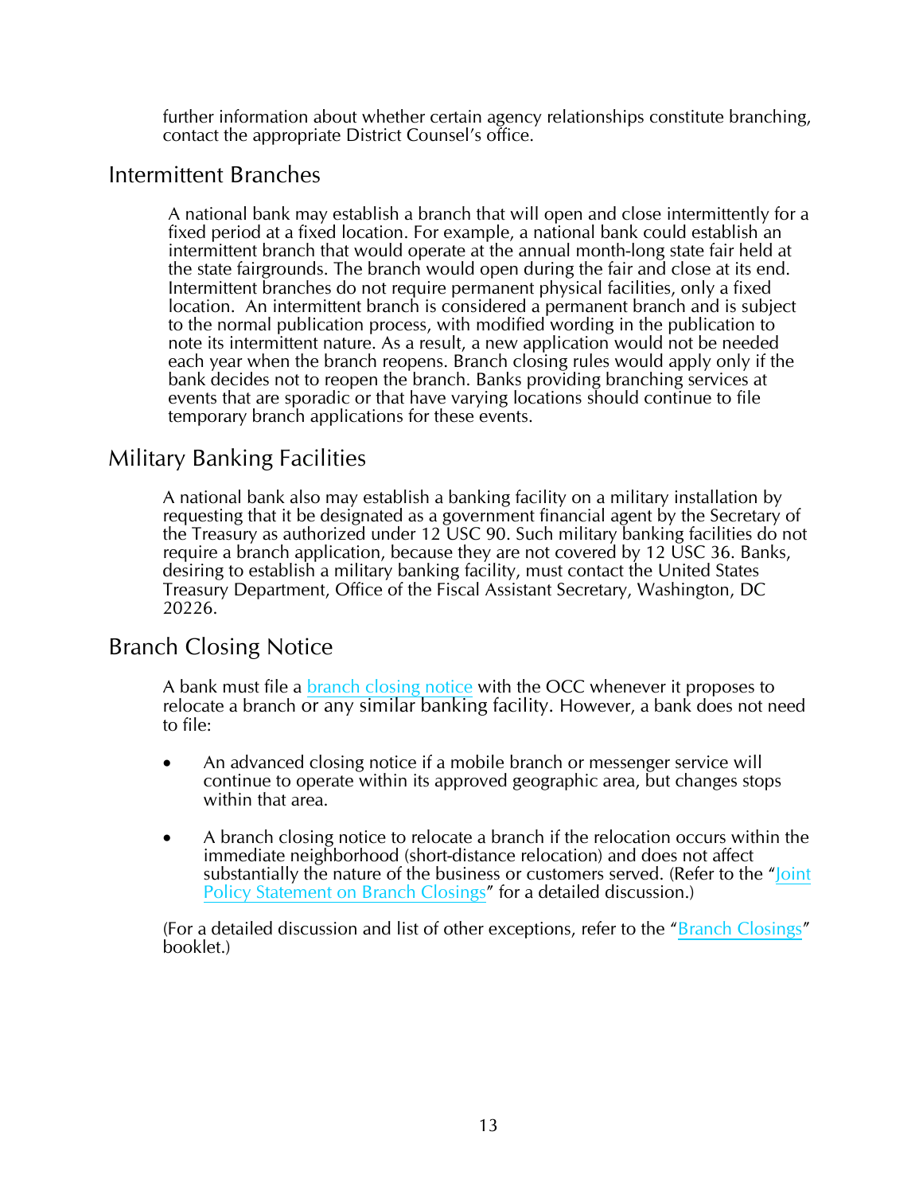further information about whether certain agency relationships constitute branching, contact the appropriate District Counsel's office.

## Intermittent Branches

A national bank may establish a branch that will open and close intermittently for a fixed period at a fixed location. For example, a national bank could establish an intermittent branch that would operate at the annual month-long state fair held at the state fairgrounds. The branch would open during the fair and close at its end. Intermittent branches do not require permanent physical facilities, only a fixed location. An intermittent branch is considered a permanent branch and is subject to the normal publication process, with modified wording in the publication to note its intermittent nature. As a result, a new application would not be needed each year when the branch reopens. Branch closing rules would apply only if the bank decides not to reopen the branch. Banks providing branching services at events that are sporadic or that have varying locations should continue to file temporary branch applications for these events.

## Military Banking Facilities

A national bank also may establish a banking facility on a military installation by requesting that it be designated as a government financial agent by the Secretary of the Treasury as authorized under 12 USC 90. Such military banking facilities do not require a branch application, because they are not covered by 12 USC 36. Banks, desiring to establish a military banking facility, must contact the United States Treasury Department, Office of the Fiscal Assistant Secretary, Washington, DC 20226.

## Branch Closing Notice

A bank must file a branch closing notice with the OCC whenever it proposes to relocate a branch or any similar banking facility. However, a bank does not need to file:

- An advanced closing notice if a mobile branch or messenger service will continue to operate within its approved geographic area, but changes stops within that area.

- A branch closing notice to relocate a branch if the relocation occurs within the immediate neighborhood (short-distance relocation) and does not affect substantially the nature of the business or customers served. (Refer to the "Joint Policy Statement on Branch Closings" for a detailed discussion.)

(For a detailed discussion and list of other exceptions, refer to the "Branch Closings" booklet.)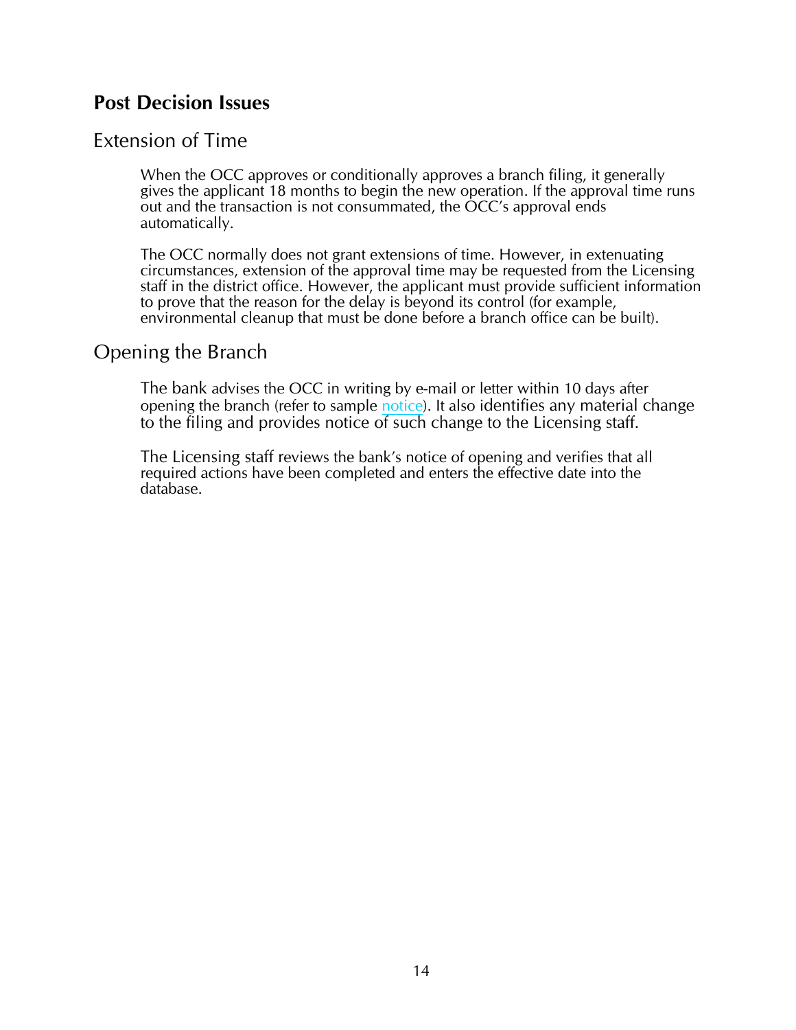## Post Decision Issues

### Extension of Time

When the OCC approves or conditionally approves a branch filing, it generally gives the applicant 18 months to begin the new operation. If the approval time runs out and the transaction is not consummated, the OCC's approval ends automatically.

The OCC normally does not grant extensions of time. However, in extenuating circumstances, extension of the approval time may be requested from the Licensing staff in the district office. However, the applicant must provide sufficient information to prove that the reason for the delay is beyond its control (for example, environmental cleanup that must be done before a branch office can be built).

### Opening the Branch

The bank advises the OCC in writing by e-mail or letter within 10 days after opening the branch (refer to sample notice). It also identifies any material change to the filing and provides notice of such change to the Licensing staff.

The Licensing staff reviews the bank's notice of opening and verifies that all required actions have been completed and enters the effective date into the database.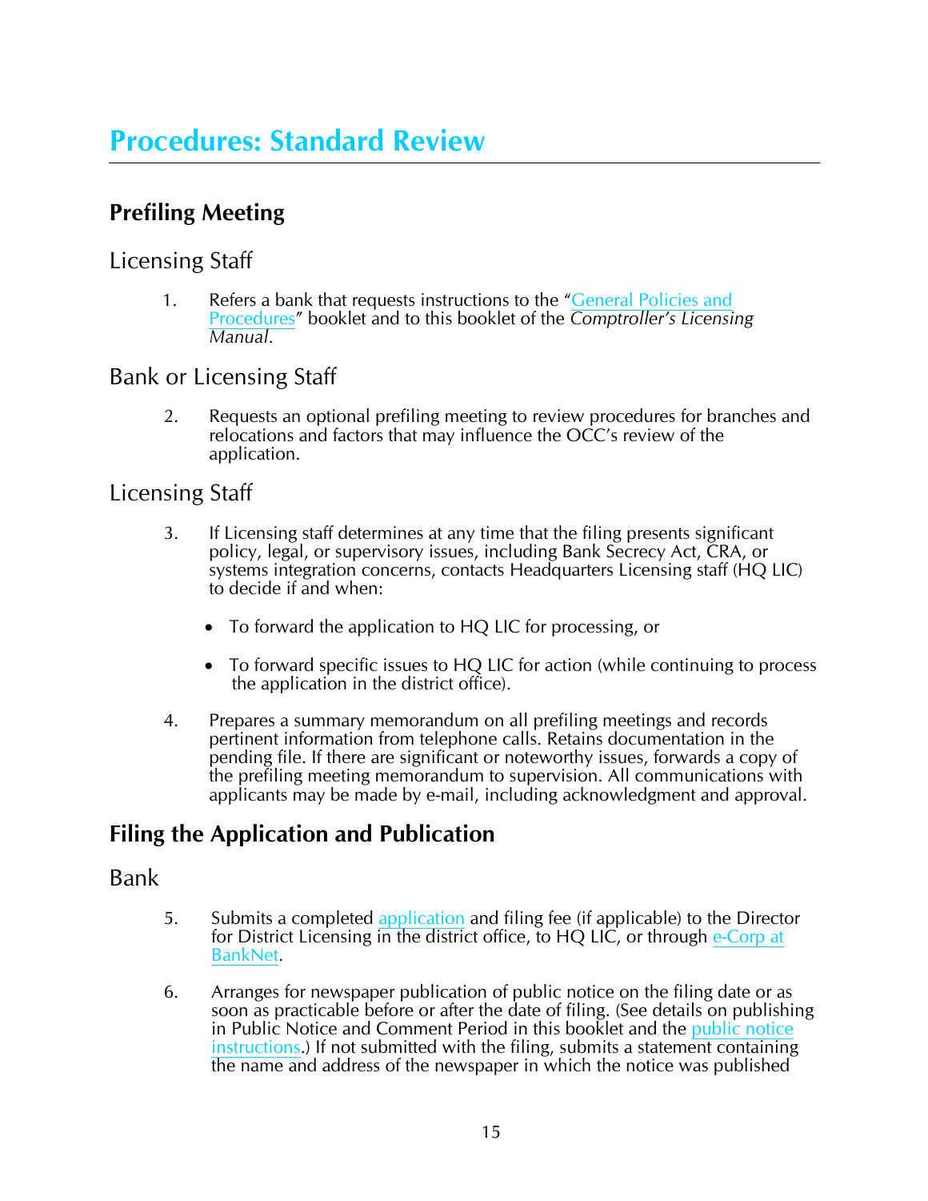# Procedures: Standard Review

## Prefiling Meeting

### Licensing Staff

1. Refers a bank that requests instructions to the "General Policies and Procedures" booklet and to this booklet of the *Comptroller's Licensing Manual*.

### Bank or Licensing Staff

2. Requests an optional prefiling meeting to review procedures for branches and relocations and factors that may influence the OCC's review of the application.

### Licensing Staff

3. If Licensing staff determines at any time that the filing presents significant policy, legal, or supervisory issues, including Bank Secrecy Act, CRA, or systems integration concerns, contacts Headquarters Licensing staff (HQ LIC) to decide if and when:

   - To forward the application to HQ LIC for processing, or
   - To forward specific issues to HQ LIC for action (while continuing to process the application in the district office).

4. Prepares a summary memorandum on all prefiling meetings and records pertinent information from telephone calls. Retains documentation in the pending file. If there are significant or noteworthy issues, forwards a copy of the prefiling meeting memorandum to supervision. All communications with applicants may be made by e-mail, including acknowledgment and approval.

## Filing the Application and Publication

### Bank

5. Submits a completed application and filing fee (if applicable) to the Director for District Licensing in the district office, to HQ LIC, or through e-Corp at BankNet.

6. Arranges for newspaper publication of public notice on the filing date or as soon as practicable before or after the date of filing. (See details on publishing in Public Notice and Comment Period in this booklet and the public notice instructions.) If not submitted with the filing, submits a statement containing the name and address of the newspaper in which the notice was published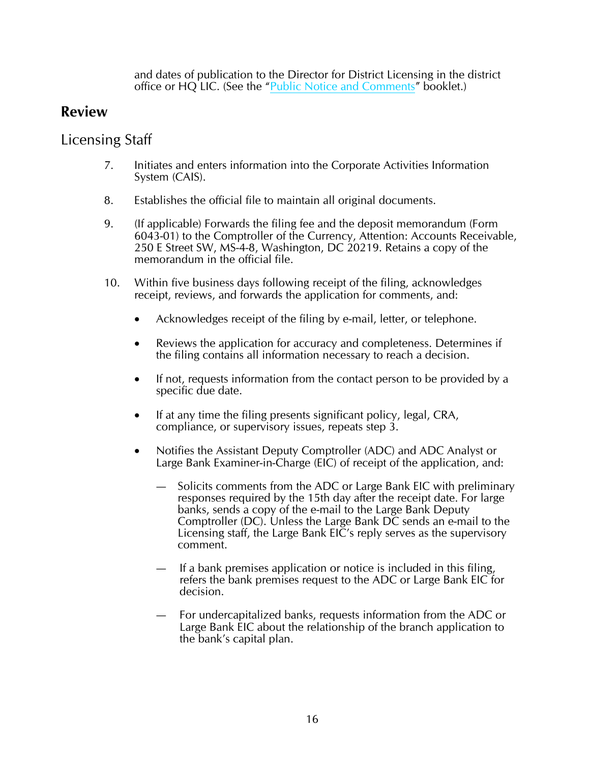and dates of publication to the Director for District Licensing in the district office or HQ LIC. (See the "Public Notice and Comments" booklet.)

## Review

### Licensing Staff

7. Initiates and enters information into the Corporate Activities Information System (CAIS).

8. Establishes the official file to maintain all original documents.

9. (If applicable) Forwards the filing fee and the deposit memorandum (Form 6043-01) to the Comptroller of the Currency, Attention: Accounts Receivable, 250 E Street SW, MS-4-8, Washington, DC 20219. Retains a copy of the memorandum in the official file.

10. Within five business days following receipt of the filing, acknowledges receipt, reviews, and forwards the application for comments, and:

    - Acknowledges receipt of the filing by e-mail, letter, or telephone.

    - Reviews the application for accuracy and completeness. Determines if the filing contains all information necessary to reach a decision.

    - If not, requests information from the contact person to be provided by a specific due date.

    - If at any time the filing presents significant policy, legal, CRA, compliance, or supervisory issues, repeats step 3.

    - Notifies the Assistant Deputy Comptroller (ADC) and ADC Analyst or Large Bank Examiner-in-Charge (EIC) of receipt of the application, and:

        — Solicits comments from the ADC or Large Bank EIC with preliminary responses required by the 15th day after the receipt date. For large banks, sends a copy of the e-mail to the Large Bank Deputy Comptroller (DC). Unless the Large Bank DC sends an e-mail to the Licensing staff, the Large Bank EIC's reply serves as the supervisory comment.

        — If a bank premises application or notice is included in this filing, refers the bank premises request to the ADC or Large Bank EIC for decision.

        — For undercapitalized banks, requests information from the ADC or Large Bank EIC about the relationship of the branch application to the bank's capital plan.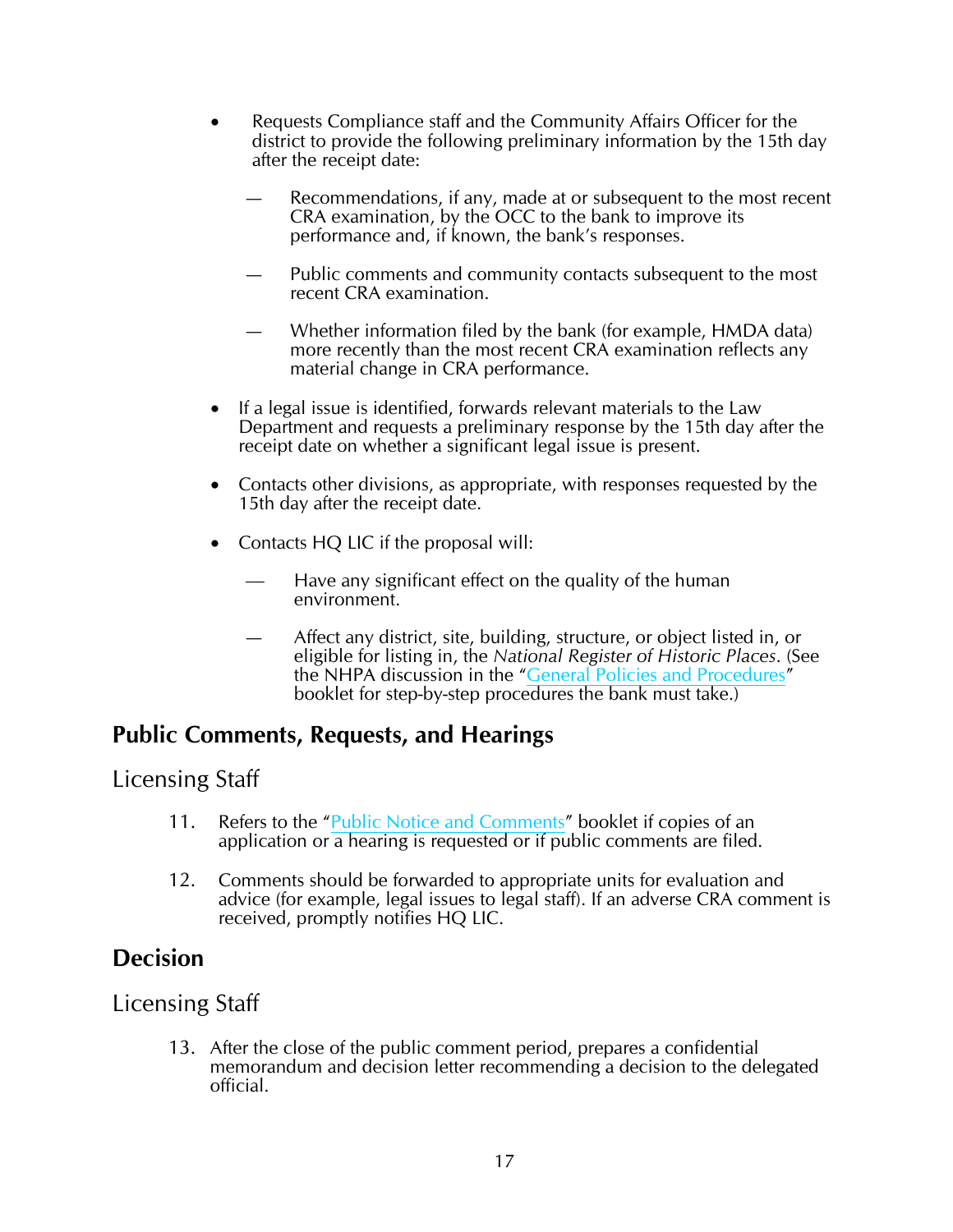- Requests Compliance staff and the Community Affairs Officer for the district to provide the following preliminary information by the 15th day after the receipt date:
  - Recommendations, if any, made at or subsequent to the most recent CRA examination, by the OCC to the bank to improve its performance and, if known, the bank's responses.
  - Public comments and community contacts subsequent to the most recent CRA examination.
  - Whether information filed by the bank (for example, HMDA data) more recently than the most recent CRA examination reflects any material change in CRA performance.
- If a legal issue is identified, forwards relevant materials to the Law Department and requests a preliminary response by the 15th day after the receipt date on whether a significant legal issue is present.
- Contacts other divisions, as appropriate, with responses requested by the 15th day after the receipt date.
- Contacts HQ LIC if the proposal will:
  - Have any significant effect on the quality of the human environment.
  - Affect any district, site, building, structure, or object listed in, or eligible for listing in, the *National Register of Historic Places*. (See the NHPA discussion in the "General Policies and Procedures" booklet for step-by-step procedures the bank must take.)

## Public Comments, Requests, and Hearings

### Licensing Staff

11. Refers to the "Public Notice and Comments" booklet if copies of an application or a hearing is requested or if public comments are filed.

12. Comments should be forwarded to appropriate units for evaluation and advice (for example, legal issues to legal staff). If an adverse CRA comment is received, promptly notifies HQ LIC.

## Decision

### Licensing Staff

13. After the close of the public comment period, prepares a confidential memorandum and decision letter recommending a decision to the delegated official.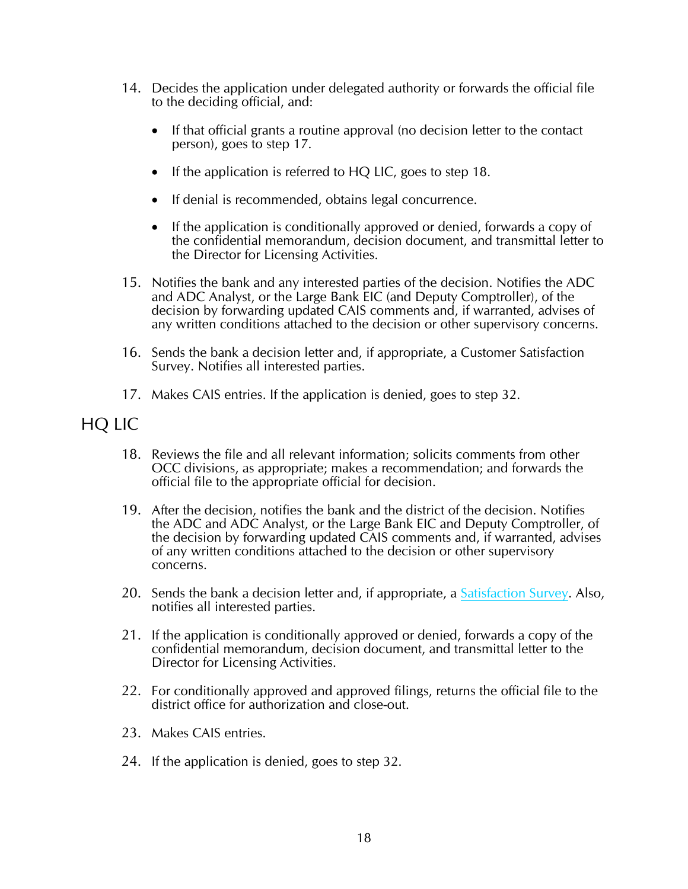14. Decides the application under delegated authority or forwards the official file to the deciding official, and:

    - If that official grants a routine approval (no decision letter to the contact person), goes to step 17.

    - If the application is referred to HQ LIC, goes to step 18.

    - If denial is recommended, obtains legal concurrence.

    - If the application is conditionally approved or denied, forwards a copy of the confidential memorandum, decision document, and transmittal letter to the Director for Licensing Activities.

15. Notifies the bank and any interested parties of the decision. Notifies the ADC and ADC Analyst, or the Large Bank EIC (and Deputy Comptroller), of the decision by forwarding updated CAIS comments and, if warranted, advises of any written conditions attached to the decision or other supervisory concerns.

16. Sends the bank a decision letter and, if appropriate, a Customer Satisfaction Survey. Notifies all interested parties.

17. Makes CAIS entries. If the application is denied, goes to step 32.

## HQ LIC

18. Reviews the file and all relevant information; solicits comments from other OCC divisions, as appropriate; makes a recommendation; and forwards the official file to the appropriate official for decision.

19. After the decision, notifies the bank and the district of the decision. Notifies the ADC and ADC Analyst, or the Large Bank EIC and Deputy Comptroller, of the decision by forwarding updated CAIS comments and, if warranted, advises of any written conditions attached to the decision or other supervisory concerns.

20. Sends the bank a decision letter and, if appropriate, a Satisfaction Survey. Also, notifies all interested parties.

21. If the application is conditionally approved or denied, forwards a copy of the confidential memorandum, decision document, and transmittal letter to the Director for Licensing Activities.

22. For conditionally approved and approved filings, returns the official file to the district office for authorization and close-out.

23. Makes CAIS entries.

24. If the application is denied, goes to step 32.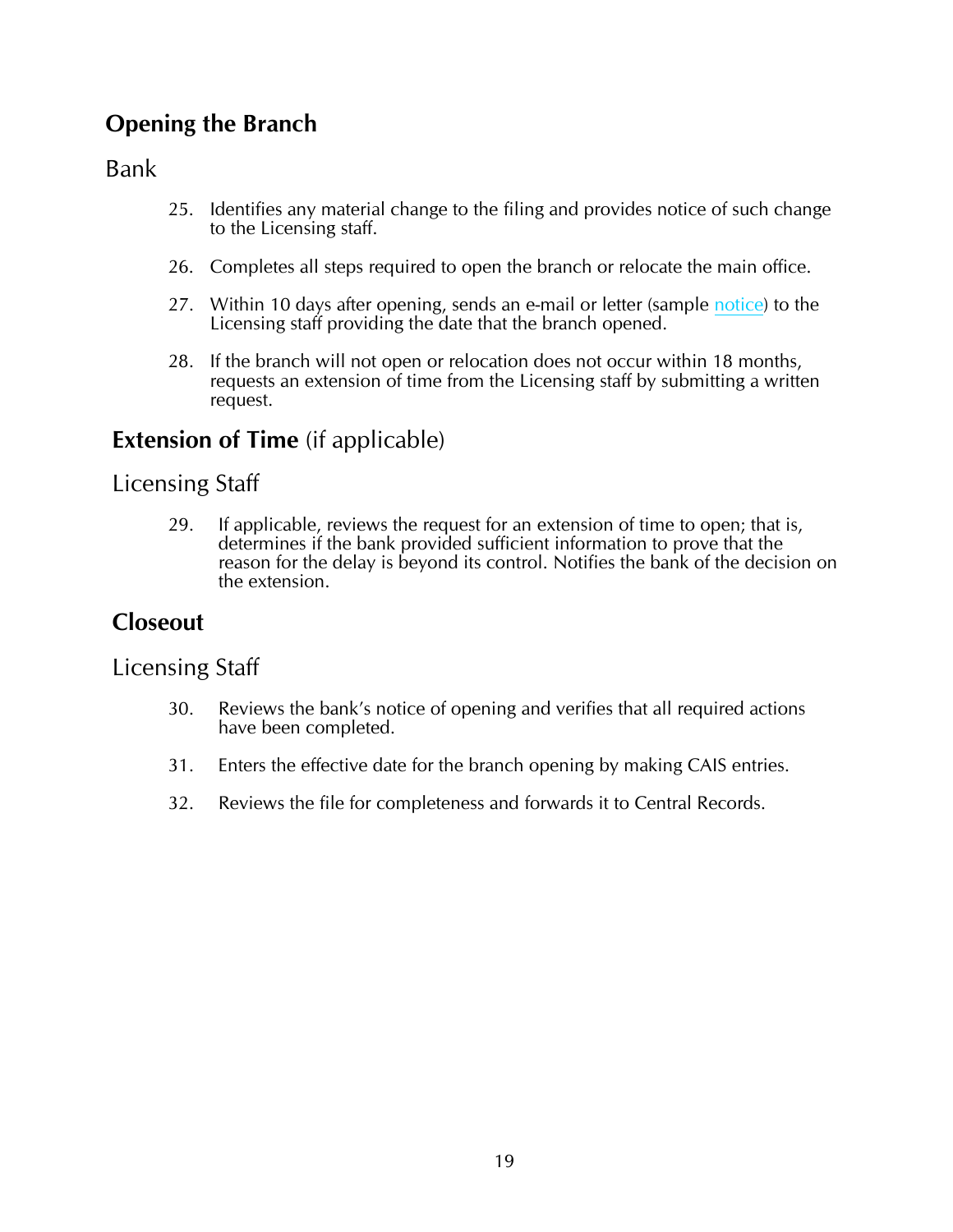## Opening the Branch

### Bank

25. Identifies any material change to the filing and provides notice of such change to the Licensing staff.

26. Completes all steps required to open the branch or relocate the main office.

27. Within 10 days after opening, sends an e-mail or letter (sample notice) to the Licensing staff providing the date that the branch opened.

28. If the branch will not open or relocation does not occur within 18 months, requests an extension of time from the Licensing staff by submitting a written request.

## Extension of Time (if applicable)

### Licensing Staff

29. If applicable, reviews the request for an extension of time to open; that is, determines if the bank provided sufficient information to prove that the reason for the delay is beyond its control. Notifies the bank of the decision on the extension.

## Closeout

### Licensing Staff

30. Reviews the bank's notice of opening and verifies that all required actions have been completed.

31. Enters the effective date for the branch opening by making CAIS entries.

32. Reviews the file for completeness and forwards it to Central Records.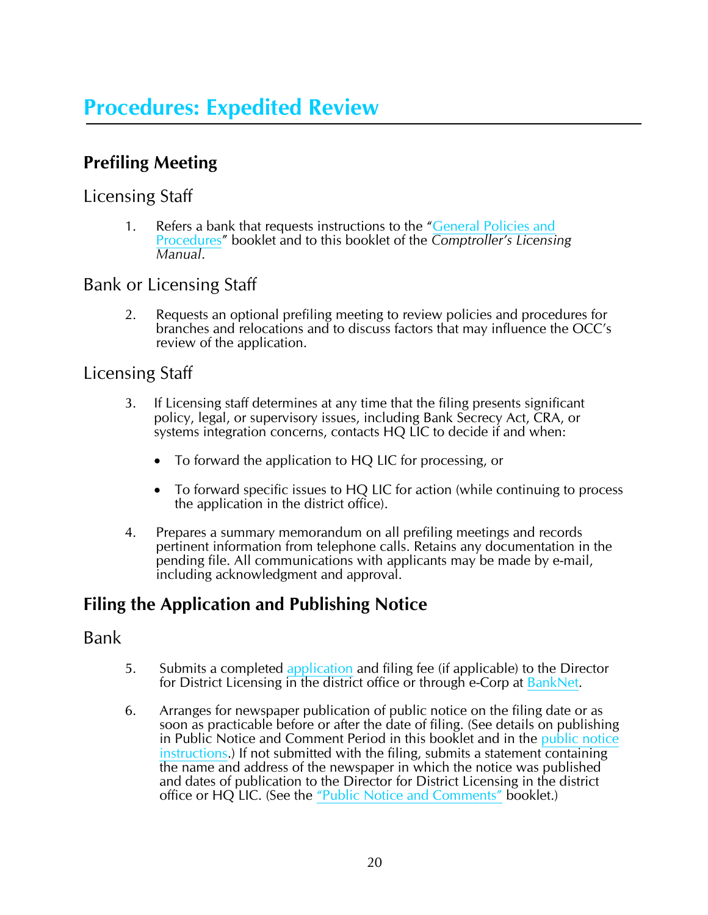# Procedures: Expedited Review

## Prefiling Meeting

### Licensing Staff

1. Refers a bank that requests instructions to the "General Policies and Procedures" booklet and to this booklet of the *Comptroller's Licensing Manual*.

### Bank or Licensing Staff

2. Requests an optional prefiling meeting to review policies and procedures for branches and relocations and to discuss factors that may influence the OCC's review of the application.

### Licensing Staff

3. If Licensing staff determines at any time that the filing presents significant policy, legal, or supervisory issues, including Bank Secrecy Act, CRA, or systems integration concerns, contacts HQ LIC to decide if and when:

   - To forward the application to HQ LIC for processing, or
   - To forward specific issues to HQ LIC for action (while continuing to process the application in the district office).

4. Prepares a summary memorandum on all prefiling meetings and records pertinent information from telephone calls. Retains any documentation in the pending file. All communications with applicants may be made by e-mail, including acknowledgment and approval.

## Filing the Application and Publishing Notice

### Bank

5. Submits a completed application and filing fee (if applicable) to the Director for District Licensing in the district office or through e-Corp at BankNet.

6. Arranges for newspaper publication of public notice on the filing date or as soon as practicable before or after the date of filing. (See details on publishing in Public Notice and Comment Period in this booklet and in the public notice instructions.) If not submitted with the filing, submits a statement containing the name and address of the newspaper in which the notice was published and dates of publication to the Director for District Licensing in the district office or HQ LIC. (See the "Public Notice and Comments" booklet.)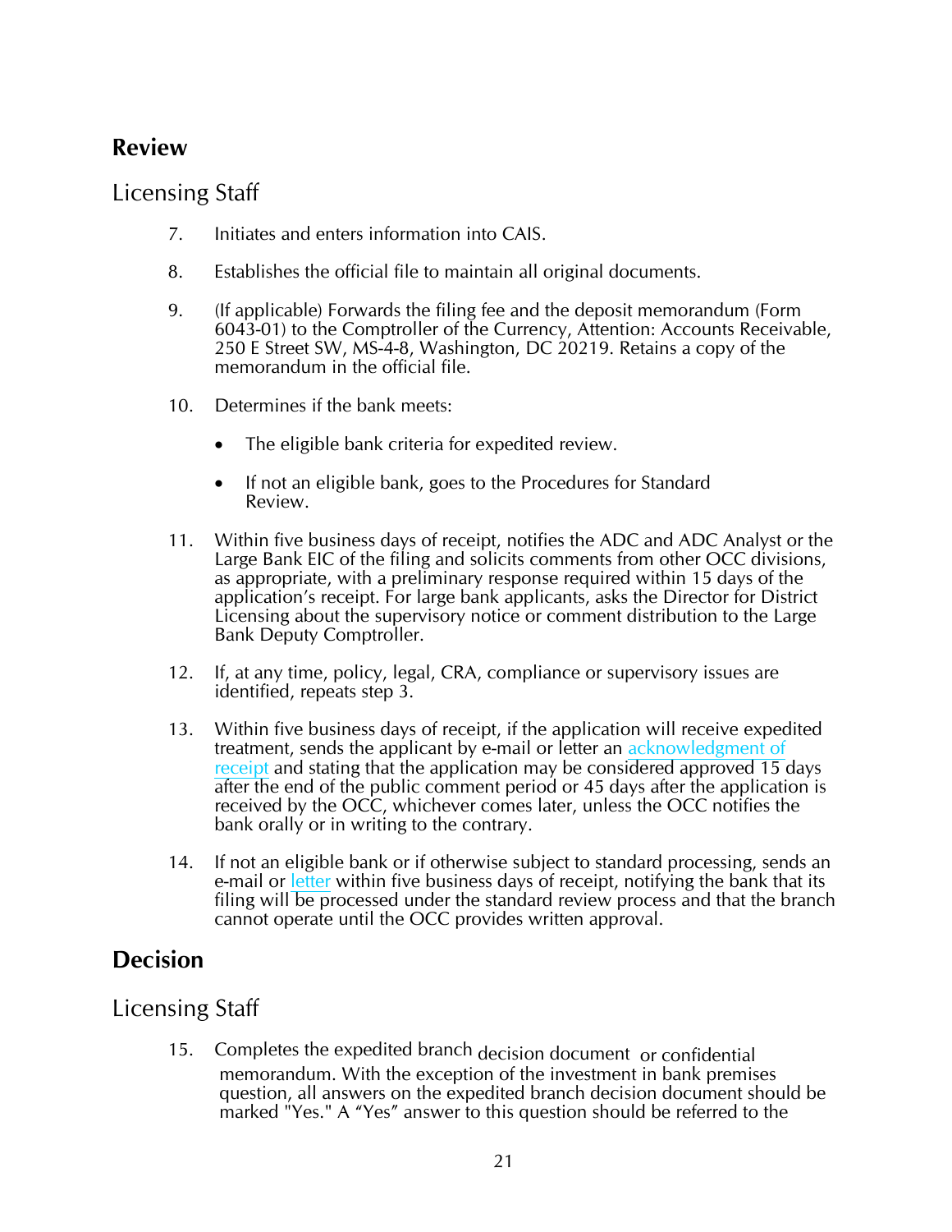## Review

### Licensing Staff

7. Initiates and enters information into CAIS.

8. Establishes the official file to maintain all original documents.

9. (If applicable) Forwards the filing fee and the deposit memorandum (Form 6043-01) to the Comptroller of the Currency, Attention: Accounts Receivable, 250 E Street SW, MS-4-8, Washington, DC 20219. Retains a copy of the memorandum in the official file.

10. Determines if the bank meets:

    - The eligible bank criteria for expedited review.

    - If not an eligible bank, goes to the Procedures for Standard Review.

11. Within five business days of receipt, notifies the ADC and ADC Analyst or the Large Bank EIC of the filing and solicits comments from other OCC divisions, as appropriate, with a preliminary response required within 15 days of the application's receipt. For large bank applicants, asks the Director for District Licensing about the supervisory notice or comment distribution to the Large Bank Deputy Comptroller.

12. If, at any time, policy, legal, CRA, compliance or supervisory issues are identified, repeats step 3.

13. Within five business days of receipt, if the application will receive expedited treatment, sends the applicant by e-mail or letter an acknowledgment of receipt and stating that the application may be considered approved 15 days after the end of the public comment period or 45 days after the application is received by the OCC, whichever comes later, unless the OCC notifies the bank orally or in writing to the contrary.

14. If not an eligible bank or if otherwise subject to standard processing, sends an e-mail or letter within five business days of receipt, notifying the bank that its filing will be processed under the standard review process and that the branch cannot operate until the OCC provides written approval.

## Decision

### Licensing Staff

15. Completes the expedited branch decision document or confidential memorandum. With the exception of the investment in bank premises question, all answers on the expedited branch decision document should be marked "Yes." A "Yes" answer to this question should be referred to the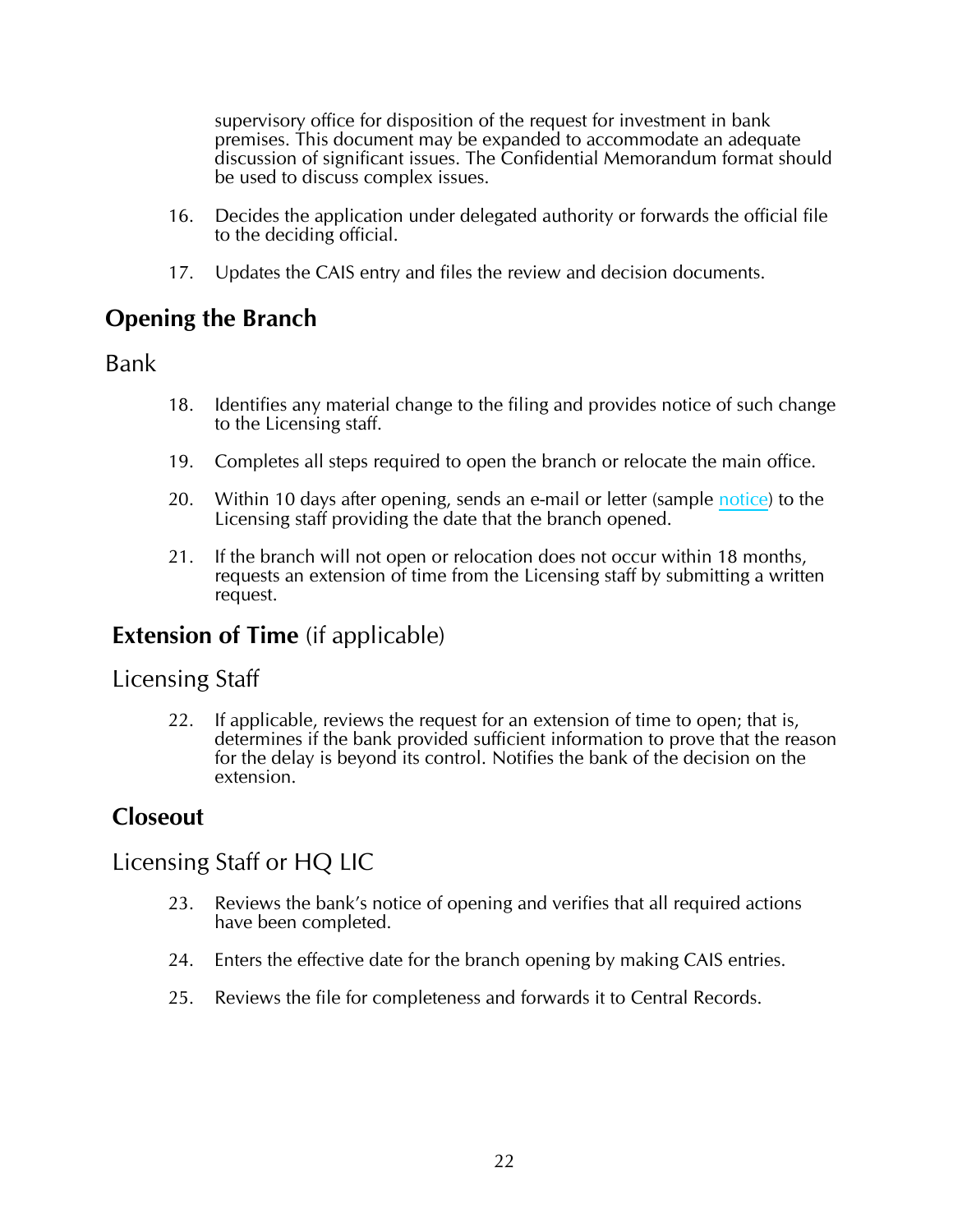supervisory office for disposition of the request for investment in bank premises. This document may be expanded to accommodate an adequate discussion of significant issues. The Confidential Memorandum format should be used to discuss complex issues.

16. Decides the application under delegated authority or forwards the official file to the deciding official.

17. Updates the CAIS entry and files the review and decision documents.

## Opening the Branch

### Bank

18. Identifies any material change to the filing and provides notice of such change to the Licensing staff.

19. Completes all steps required to open the branch or relocate the main office.

20. Within 10 days after opening, sends an e-mail or letter (sample notice) to the Licensing staff providing the date that the branch opened.

21. If the branch will not open or relocation does not occur within 18 months, requests an extension of time from the Licensing staff by submitting a written request.

## Extension of Time (if applicable)

### Licensing Staff

22. If applicable, reviews the request for an extension of time to open; that is, determines if the bank provided sufficient information to prove that the reason for the delay is beyond its control. Notifies the bank of the decision on the extension.

## Closeout

### Licensing Staff or HQ LIC

23. Reviews the bank's notice of opening and verifies that all required actions have been completed.

24. Enters the effective date for the branch opening by making CAIS entries.

25. Reviews the file for completeness and forwards it to Central Records.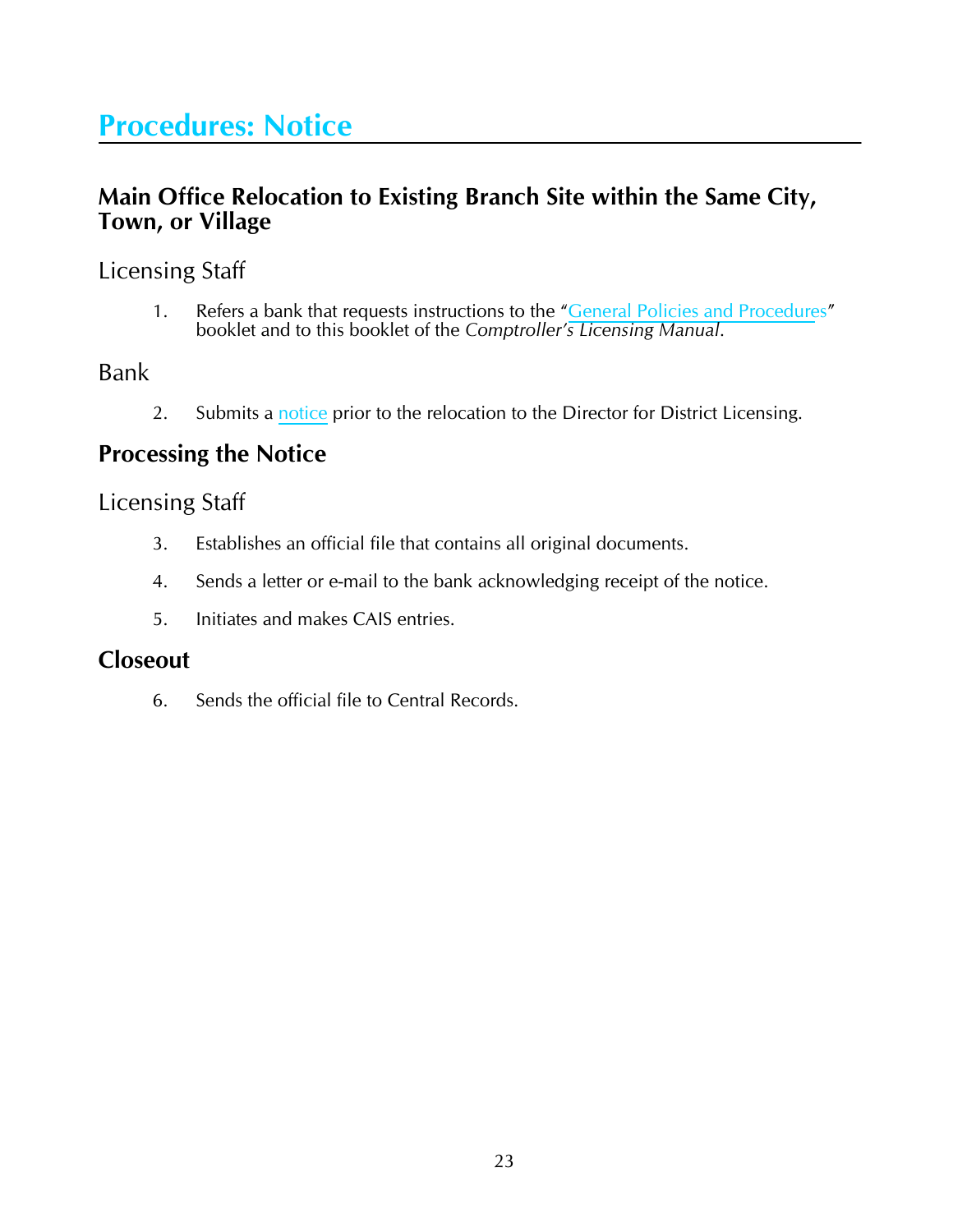# Procedures: Notice

## Main Office Relocation to Existing Branch Site within the Same City, Town, or Village

### Licensing Staff

1. Refers a bank that requests instructions to the "General Policies and Procedures" booklet and to this booklet of the *Comptroller's Licensing Manual*.

### Bank

2. Submits a notice prior to the relocation to the Director for District Licensing.

## Processing the Notice

### Licensing Staff

3. Establishes an official file that contains all original documents.

4. Sends a letter or e-mail to the bank acknowledging receipt of the notice.

5. Initiates and makes CAIS entries.

## Closeout

6. Sends the official file to Central Records.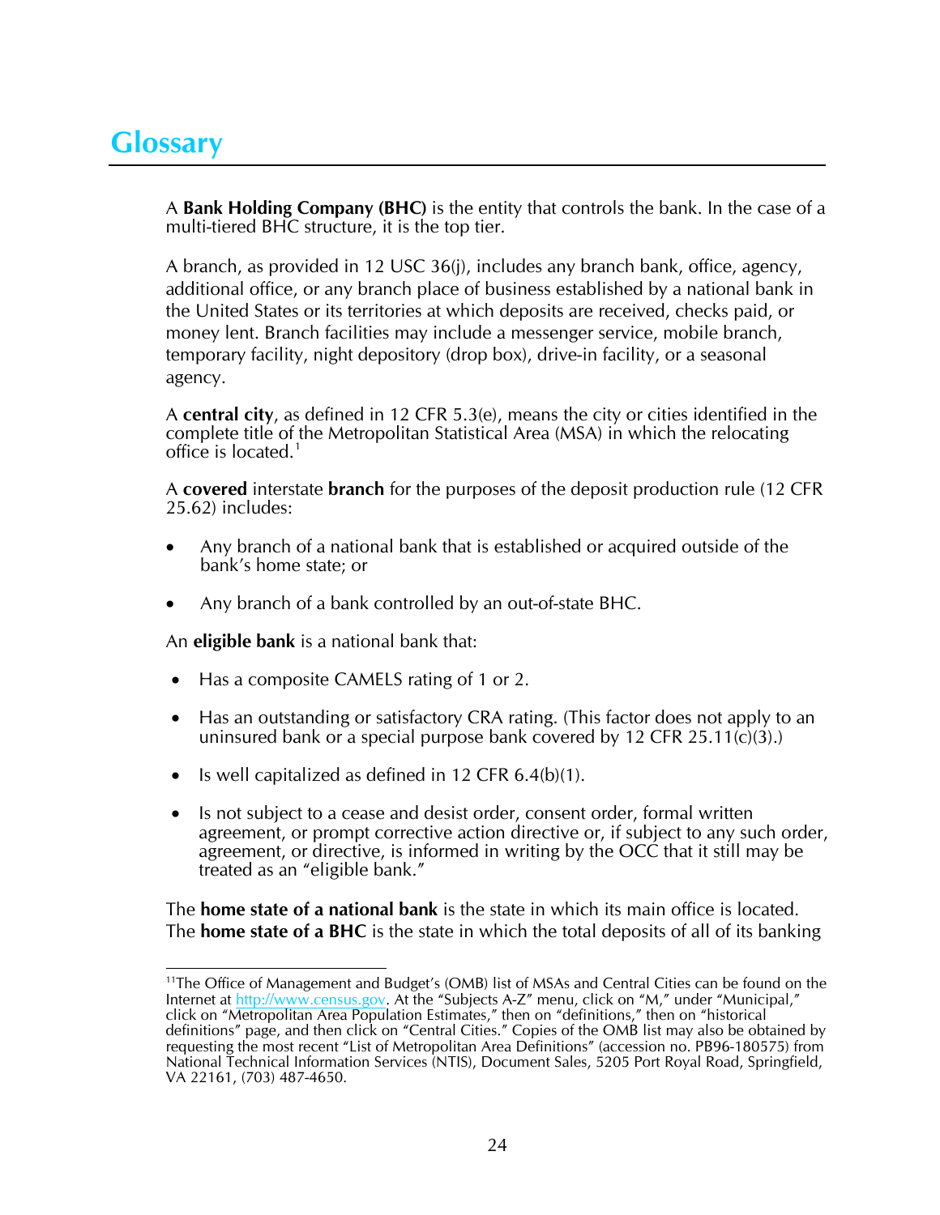# Glossary

A **Bank Holding Company (BHC)** is the entity that controls the bank. In the case of a multi-tiered BHC structure, it is the top tier.

A branch, as provided in 12 USC 36(j), includes any branch bank, office, agency, additional office, or any branch place of business established by a national bank in the United States or its territories at which deposits are received, checks paid, or money lent. Branch facilities may include a messenger service, mobile branch, temporary facility, night depository (drop box), drive-in facility, or a seasonal agency.

A **central city**, as defined in 12 CFR 5.3(e), means the city or cities identified in the complete title of the Metropolitan Statistical Area (MSA) in which the relocating office is located.[1]

A **covered** interstate **branch** for the purposes of the deposit production rule (12 CFR 25.62) includes:

- Any branch of a national bank that is established or acquired outside of the bank's home state; or
- Any branch of a bank controlled by an out-of-state BHC.

An **eligible bank** is a national bank that:

- Has a composite CAMELS rating of 1 or 2.
- Has an outstanding or satisfactory CRA rating. (This factor does not apply to an uninsured bank or a special purpose bank covered by 12 CFR 25.11(c)(3).)
- Is well capitalized as defined in 12 CFR 6.4(b)(1).
- Is not subject to a cease and desist order, consent order, formal written agreement, or prompt corrective action directive or, if subject to any such order, agreement, or directive, is informed in writing by the OCC that it still may be treated as an "eligible bank."

The **home state of a national bank** is the state in which its main office is located. The **home state of a BHC** is the state in which the total deposits of all of its banking

---

[1]The Office of Management and Budget's (OMB) list of MSAs and Central Cities can be found on the Internet at http://www.census.gov. At the "Subjects A-Z" menu, click on "M," under "Municipal," click on "Metropolitan Area Population Estimates," then on "definitions," then on "historical definitions" page, and then click on "Central Cities." Copies of the OMB list may also be obtained by requesting the most recent "List of Metropolitan Area Definitions" (accession no. PB96-180575) from National Technical Information Services (NTIS), Document Sales, 5205 Port Royal Road, Springfield, VA 22161, (703) 487-4650.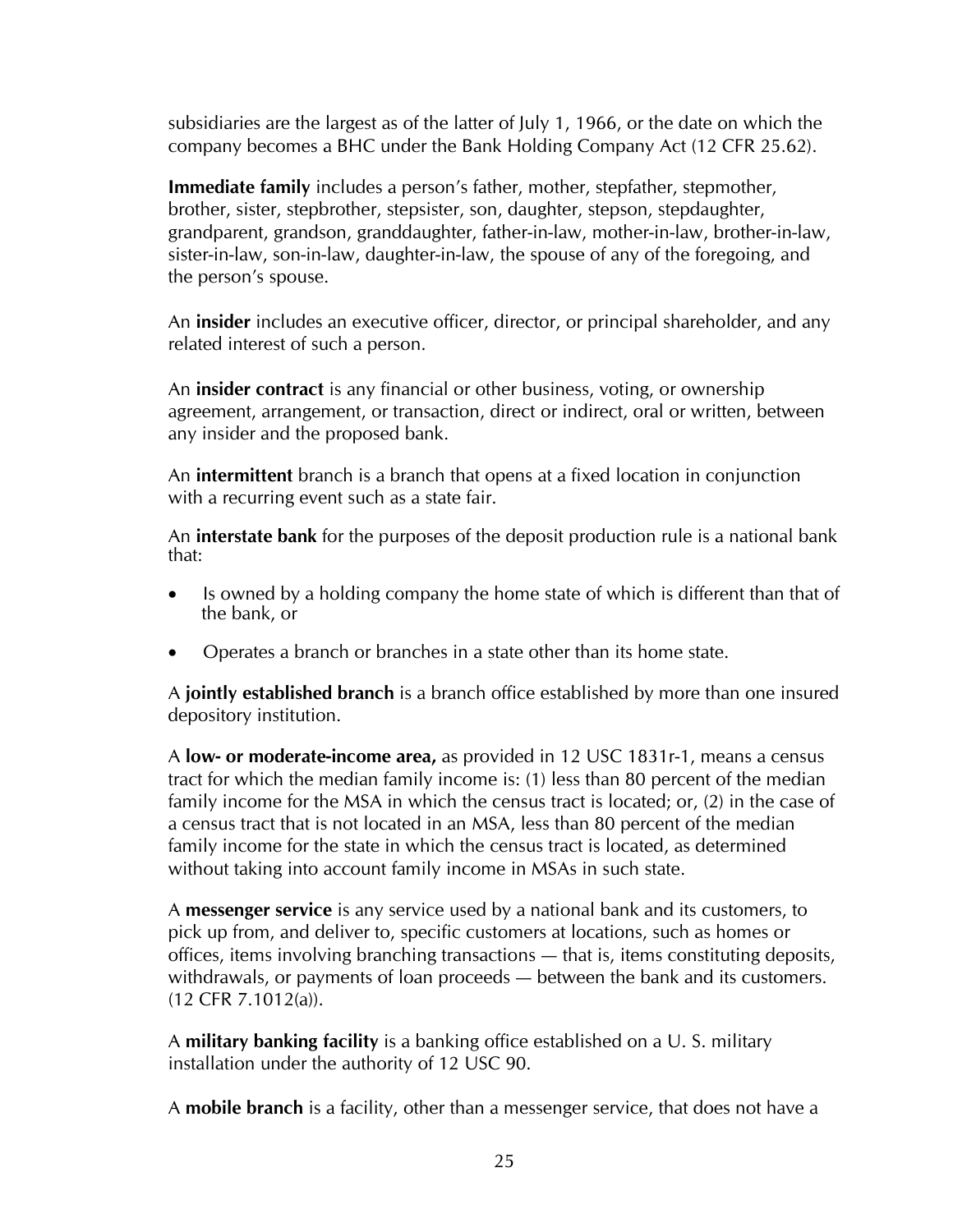subsidiaries are the largest as of the latter of July 1, 1966, or the date on which the company becomes a BHC under the Bank Holding Company Act (12 CFR 25.62).

**Immediate family** includes a person's father, mother, stepfather, stepmother, brother, sister, stepbrother, stepsister, son, daughter, stepson, stepdaughter, grandparent, grandson, granddaughter, father-in-law, mother-in-law, brother-in-law, sister-in-law, son-in-law, daughter-in-law, the spouse of any of the foregoing, and the person's spouse.

An **insider** includes an executive officer, director, or principal shareholder, and any related interest of such a person.

An **insider contract** is any financial or other business, voting, or ownership agreement, arrangement, or transaction, direct or indirect, oral or written, between any insider and the proposed bank.

An **intermittent** branch is a branch that opens at a fixed location in conjunction with a recurring event such as a state fair.

An **interstate bank** for the purposes of the deposit production rule is a national bank that:

- Is owned by a holding company the home state of which is different than that of the bank, or
- Operates a branch or branches in a state other than its home state.

A **jointly established branch** is a branch office established by more than one insured depository institution.

A **low- or moderate-income area,** as provided in 12 USC 1831r-1, means a census tract for which the median family income is: (1) less than 80 percent of the median family income for the MSA in which the census tract is located; or, (2) in the case of a census tract that is not located in an MSA, less than 80 percent of the median family income for the state in which the census tract is located, as determined without taking into account family income in MSAs in such state.

A **messenger service** is any service used by a national bank and its customers, to pick up from, and deliver to, specific customers at locations, such as homes or offices, items involving branching transactions — that is, items constituting deposits, withdrawals, or payments of loan proceeds — between the bank and its customers. (12 CFR 7.1012(a)).

A **military banking facility** is a banking office established on a U. S. military installation under the authority of 12 USC 90.

A **mobile branch** is a facility, other than a messenger service, that does not have a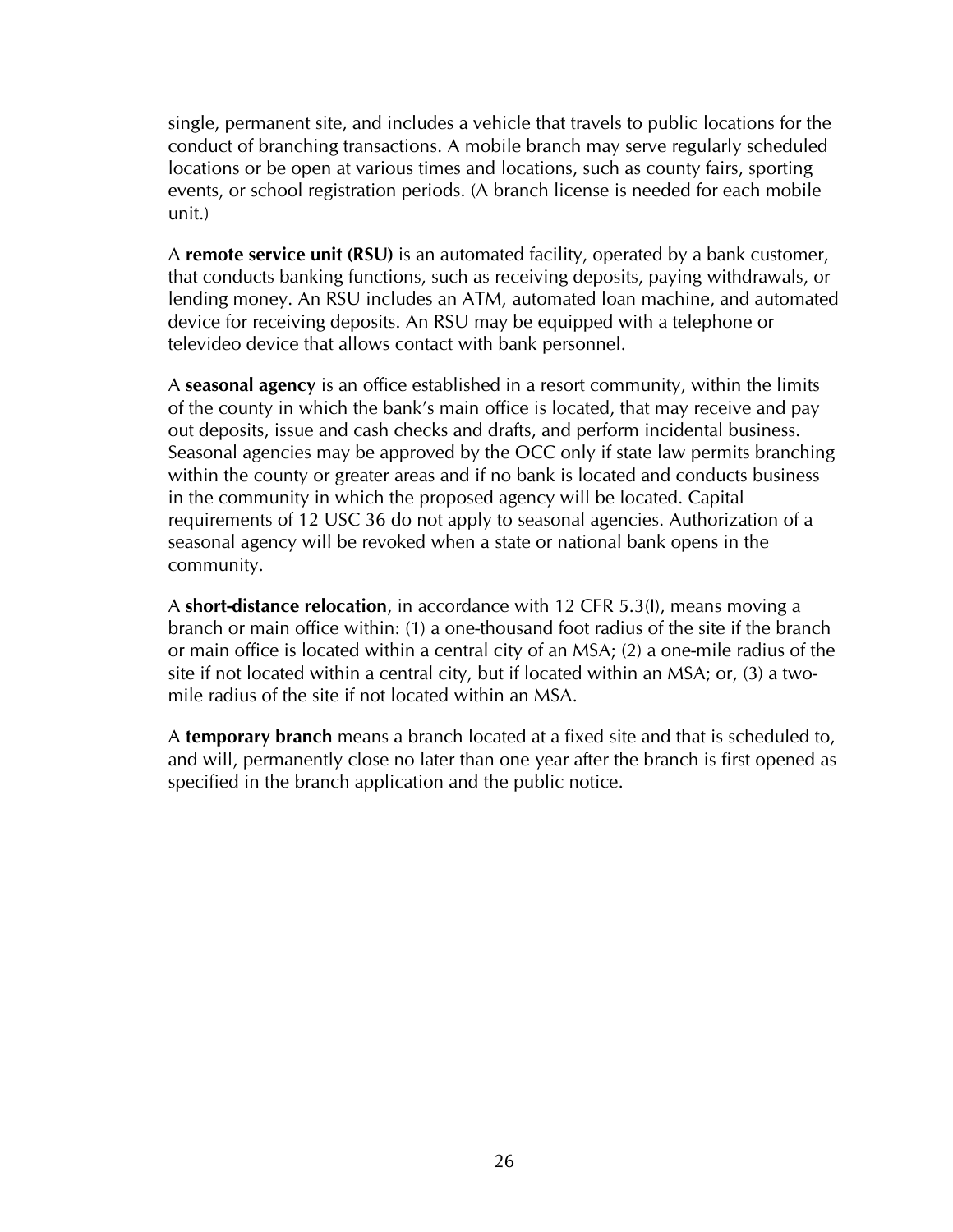single, permanent site, and includes a vehicle that travels to public locations for the conduct of branching transactions. A mobile branch may serve regularly scheduled locations or be open at various times and locations, such as county fairs, sporting events, or school registration periods. (A branch license is needed for each mobile unit.)

A **remote service unit (RSU)** is an automated facility, operated by a bank customer, that conducts banking functions, such as receiving deposits, paying withdrawals, or lending money. An RSU includes an ATM, automated loan machine, and automated device for receiving deposits. An RSU may be equipped with a telephone or televideo device that allows contact with bank personnel.

A **seasonal agency** is an office established in a resort community, within the limits of the county in which the bank's main office is located, that may receive and pay out deposits, issue and cash checks and drafts, and perform incidental business. Seasonal agencies may be approved by the OCC only if state law permits branching within the county or greater areas and if no bank is located and conducts business in the community in which the proposed agency will be located. Capital requirements of 12 USC 36 do not apply to seasonal agencies. Authorization of a seasonal agency will be revoked when a state or national bank opens in the community.

A **short-distance relocation**, in accordance with 12 CFR 5.3(l), means moving a branch or main office within: (1) a one-thousand foot radius of the site if the branch or main office is located within a central city of an MSA; (2) a one-mile radius of the site if not located within a central city, but if located within an MSA; or, (3) a two-mile radius of the site if not located within an MSA.

A **temporary branch** means a branch located at a fixed site and that is scheduled to, and will, permanently close no later than one year after the branch is first opened as specified in the branch application and the public notice.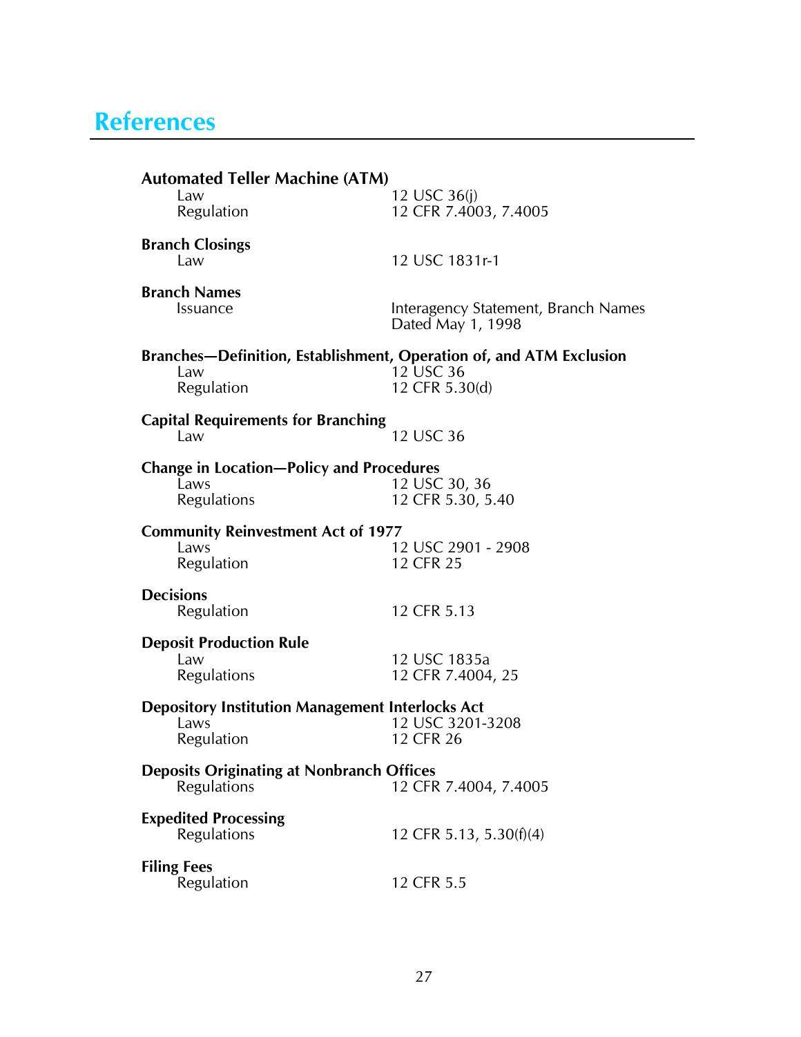# References

**Automated Teller Machine (ATM)**

| | |
|---|---|
| Law | 12 USC 36(j) |
| Regulation | 12 CFR 7.4003, 7.4005 |

**Branch Closings**

| | |
|---|---|
| Law | 12 USC 1831r-1 |

**Branch Names**

| | |
|---|---|
| Issuance | Interagency Statement, Branch Names Dated May 1, 1998 |

**Branches—Definition, Establishment, Operation of, and ATM Exclusion**

| | |
|---|---|
| Law | 12 USC 36 |
| Regulation | 12 CFR 5.30(d) |

**Capital Requirements for Branching**

| | |
|---|---|
| Law | 12 USC 36 |

**Change in Location—Policy and Procedures**

| | |
|---|---|
| Laws | 12 USC 30, 36 |
| Regulations | 12 CFR 5.30, 5.40 |

**Community Reinvestment Act of 1977**

| | |
|---|---|
| Laws | 12 USC 2901 - 2908 |
| Regulation | 12 CFR 25 |

**Decisions**

| | |
|---|---|
| Regulation | 12 CFR 5.13 |

**Deposit Production Rule**

| | |
|---|---|
| Law | 12 USC 1835a |
| Regulations | 12 CFR 7.4004, 25 |

**Depository Institution Management Interlocks Act**

| | |
|---|---|
| Laws | 12 USC 3201-3208 |
| Regulation | 12 CFR 26 |

**Deposits Originating at Nonbranch Offices**

| | |
|---|---|
| Regulations | 12 CFR 7.4004, 7.4005 |

**Expedited Processing**

| | |
|---|---|
| Regulations | 12 CFR 5.13, 5.30(f)(4) |

**Filing Fees**

| | |
|---|---|
| Regulation | 12 CFR 5.5 |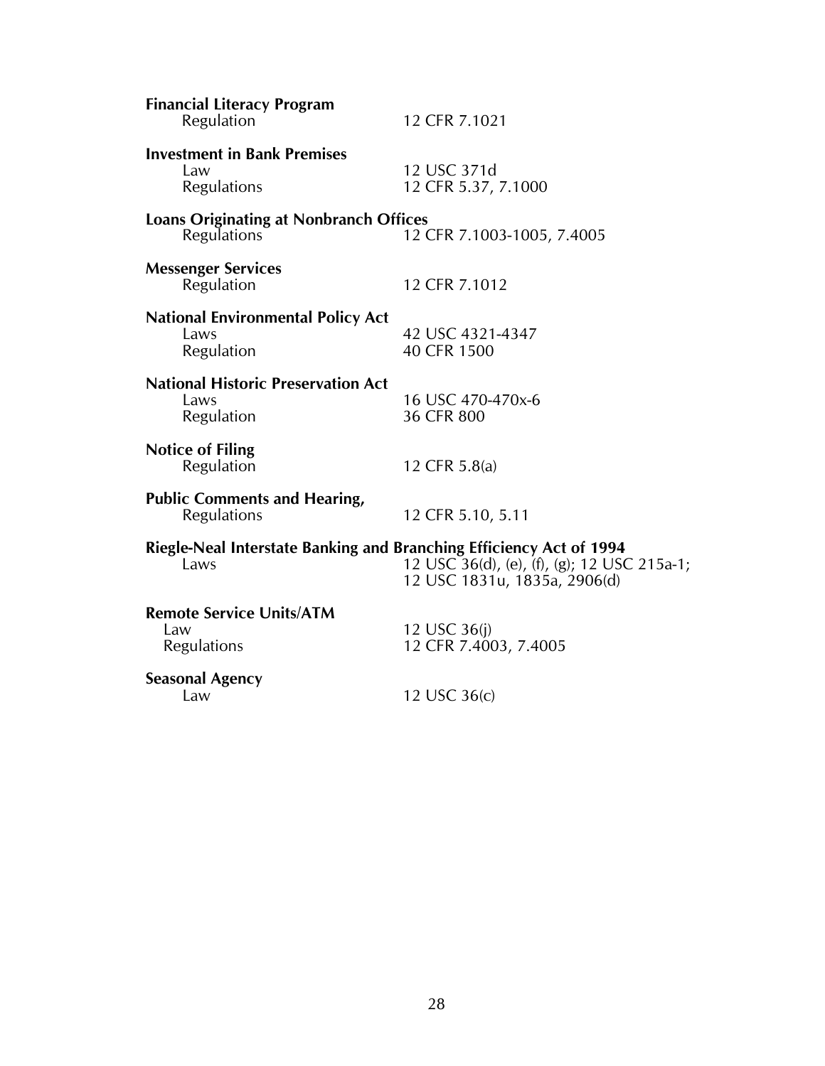**Financial Literacy Program**
Regulation 12 CFR 7.1021

**Investment in Bank Premises**
Law 12 USC 371d
Regulations 12 CFR 5.37, 7.1000

**Loans Originating at Nonbranch Offices**
Regulations 12 CFR 7.1003-1005, 7.4005

**Messenger Services**
Regulation 12 CFR 7.1012

**National Environmental Policy Act**
Laws 42 USC 4321-4347
Regulation 40 CFR 1500

**National Historic Preservation Act**
Laws 16 USC 470-470x-6
Regulation 36 CFR 800

**Notice of Filing**
Regulation 12 CFR 5.8(a)

**Public Comments and Hearing,**
Regulations 12 CFR 5.10, 5.11

**Riegle-Neal Interstate Banking and Branching Efficiency Act of 1994**
Laws 12 USC 36(d), (e), (f), (g); 12 USC 215a-1; 12 USC 1831u, 1835a, 2906(d)

**Remote Service Units/ATM**
Law 12 USC 36(j)
Regulations 12 CFR 7.4003, 7.4005

**Seasonal Agency**
Law 12 USC 36(c)